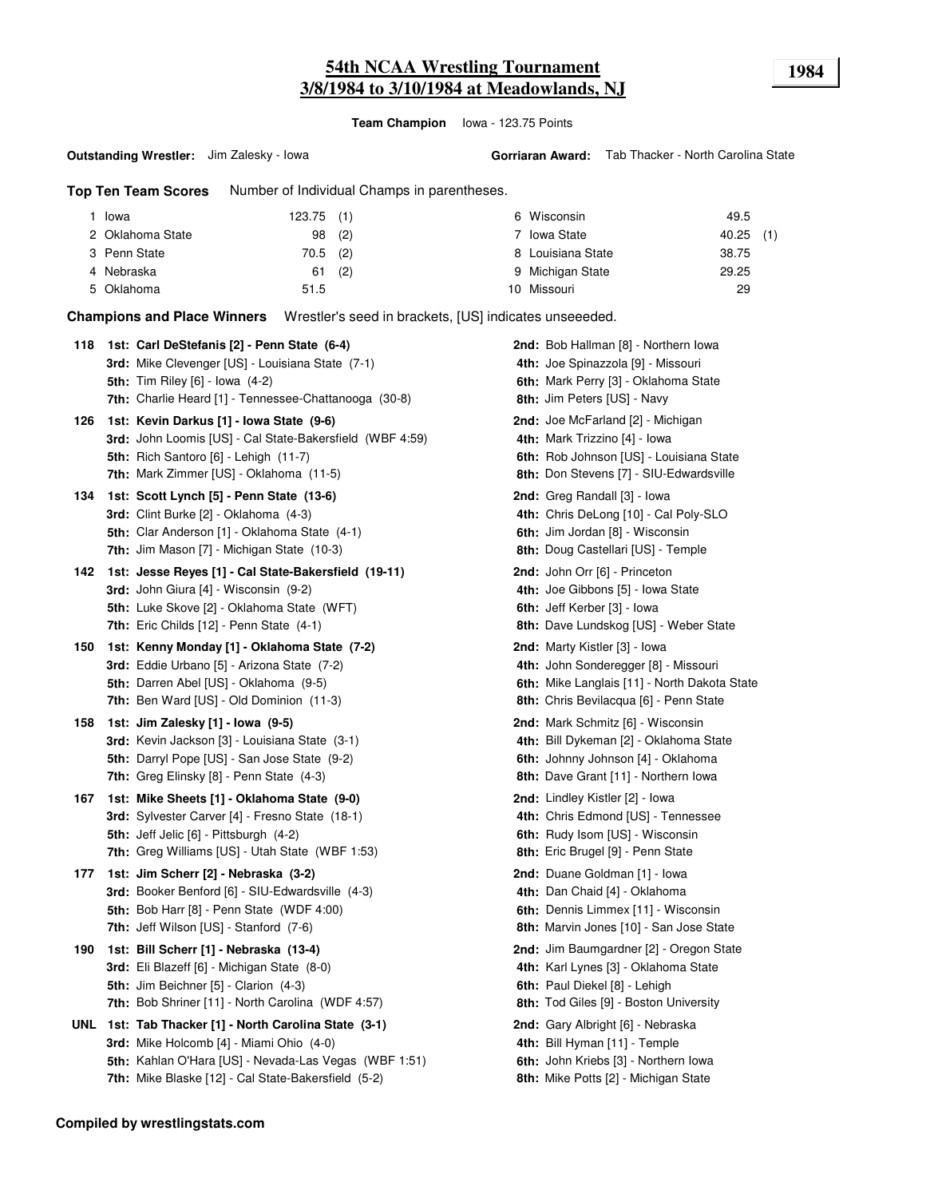# 54th NCAA Wrestling Tournament
## 3/8/1984 to 3/10/1984 at Meadowlands, NJ

**1984**

**Team Champion** Iowa - 123.75 Points

**Outstanding Wrestler:** Jim Zalesky - Iowa

**Gorriaran Award:** Tab Thacker - North Carolina State

**Top Ten Team Scores** Number of Individual Champs in parentheses.

| Rank | Team | Points | Champs |
|---|---|---|---|
| 1 | Iowa | 123.75 | (1) |
| 2 | Oklahoma State | 98 | (2) |
| 3 | Penn State | 70.5 | (2) |
| 4 | Nebraska | 61 | (2) |
| 5 | Oklahoma | 51.5 | |
| 6 | Wisconsin | 49.5 | |
| 7 | Iowa State | 40.25 | (1) |
| 8 | Louisiana State | 38.75 | |
| 9 | Michigan State | 29.25 | |
| 10 | Missouri | 29 | |

**Champions and Place Winners** Wrestler's seed in brackets, [US] indicates unseeeded.

**118**
- **1st: Carl DeStefanis [2] - Penn State (6-4)**
- **2nd:** Bob Hallman [8] - Northern Iowa
- **3rd:** Mike Clevenger [US] - Louisiana State (7-1)
- **4th:** Joe Spinazzola [9] - Missouri
- **5th:** Tim Riley [6] - Iowa (4-2)
- **6th:** Mark Perry [3] - Oklahoma State
- **7th:** Charlie Heard [1] - Tennessee-Chattanooga (30-8)
- **8th:** Jim Peters [US] - Navy

**126**
- **1st: Kevin Darkus [1] - Iowa State (9-6)**
- **2nd:** Joe McFarland [2] - Michigan
- **3rd:** John Loomis [US] - Cal State-Bakersfield (WBF 4:59)
- **4th:** Mark Trizzino [4] - Iowa
- **5th:** Rich Santoro [6] - Lehigh (11-7)
- **6th:** Rob Johnson [US] - Louisiana State
- **7th:** Mark Zimmer [US] - Oklahoma (11-5)
- **8th:** Don Stevens [7] - SIU-Edwardsville

**134**
- **1st: Scott Lynch [5] - Penn State (13-6)**
- **2nd:** Greg Randall [3] - Iowa
- **3rd:** Clint Burke [2] - Oklahoma (4-3)
- **4th:** Chris DeLong [10] - Cal Poly-SLO
- **5th:** Clar Anderson [1] - Oklahoma State (4-1)
- **6th:** Jim Jordan [8] - Wisconsin
- **7th:** Jim Mason [7] - Michigan State (10-3)
- **8th:** Doug Castellari [US] - Temple

**142**
- **1st: Jesse Reyes [1] - Cal State-Bakersfield (19-11)**
- **2nd:** John Orr [6] - Princeton
- **3rd:** John Giura [4] - Wisconsin (9-2)
- **4th:** Joe Gibbons [5] - Iowa State
- **5th:** Luke Skove [2] - Oklahoma State (WFT)
- **6th:** Jeff Kerber [3] - Iowa
- **7th:** Eric Childs [12] - Penn State (4-1)
- **8th:** Dave Lundskog [US] - Weber State

**150**
- **1st: Kenny Monday [1] - Oklahoma State (7-2)**
- **2nd:** Marty Kistler [3] - Iowa
- **3rd:** Eddie Urbano [5] - Arizona State (7-2)
- **4th:** John Sonderegger [8] - Missouri
- **5th:** Darren Abel [US] - Oklahoma (9-5)
- **6th:** Mike Langlais [11] - North Dakota State
- **7th:** Ben Ward [US] - Old Dominion (11-3)
- **8th:** Chris Bevilacqua [6] - Penn State

**158**
- **1st: Jim Zalesky [1] - Iowa (9-5)**
- **2nd:** Mark Schmitz [6] - Wisconsin
- **3rd:** Kevin Jackson [3] - Louisiana State (3-1)
- **4th:** Bill Dykeman [2] - Oklahoma State
- **5th:** Darryl Pope [US] - San Jose State (9-2)
- **6th:** Johnny Johnson [4] - Oklahoma
- **7th:** Greg Elinsky [8] - Penn State (4-3)
- **8th:** Dave Grant [11] - Northern Iowa

**167**
- **1st: Mike Sheets [1] - Oklahoma State (9-0)**
- **2nd:** Lindley Kistler [2] - Iowa
- **3rd:** Sylvester Carver [4] - Fresno State (18-1)
- **4th:** Chris Edmond [US] - Tennessee
- **5th:** Jeff Jelic [6] - Pittsburgh (4-2)
- **6th:** Rudy Isom [US] - Wisconsin
- **7th:** Greg Williams [US] - Utah State (WBF 1:53)
- **8th:** Eric Brugel [9] - Penn State

**177**
- **1st: Jim Scherr [2] - Nebraska (3-2)**
- **2nd:** Duane Goldman [1] - Iowa
- **3rd:** Booker Benford [6] - SIU-Edwardsville (4-3)
- **4th:** Dan Chaid [4] - Oklahoma
- **5th:** Bob Harr [8] - Penn State (WDF 4:00)
- **6th:** Dennis Limmex [11] - Wisconsin
- **7th:** Jeff Wilson [US] - Stanford (7-6)
- **8th:** Marvin Jones [10] - San Jose State

**190**
- **1st: Bill Scherr [1] - Nebraska (13-4)**
- **2nd:** Jim Baumgardner [2] - Oregon State
- **3rd:** Eli Blazeff [6] - Michigan State (8-0)
- **4th:** Karl Lynes [3] - Oklahoma State
- **5th:** Jim Beichner [5] - Clarion (4-3)
- **6th:** Paul Diekel [8] - Lehigh
- **7th:** Bob Shriner [11] - North Carolina (WDF 4:57)
- **8th:** Tod Giles [9] - Boston University

**UNL**
- **1st: Tab Thacker [1] - North Carolina State (3-1)**
- **2nd:** Gary Albright [6] - Nebraska
- **3rd:** Mike Holcomb [4] - Miami Ohio (4-0)
- **4th:** Bill Hyman [11] - Temple
- **5th:** Kahlan O'Hara [US] - Nevada-Las Vegas (WBF 1:51)
- **6th:** John Kriebs [3] - Northern Iowa
- **7th:** Mike Blaske [12] - Cal State-Bakersfield (5-2)
- **8th:** Mike Potts [2] - Michigan State

**Compiled by wrestlingstats.com**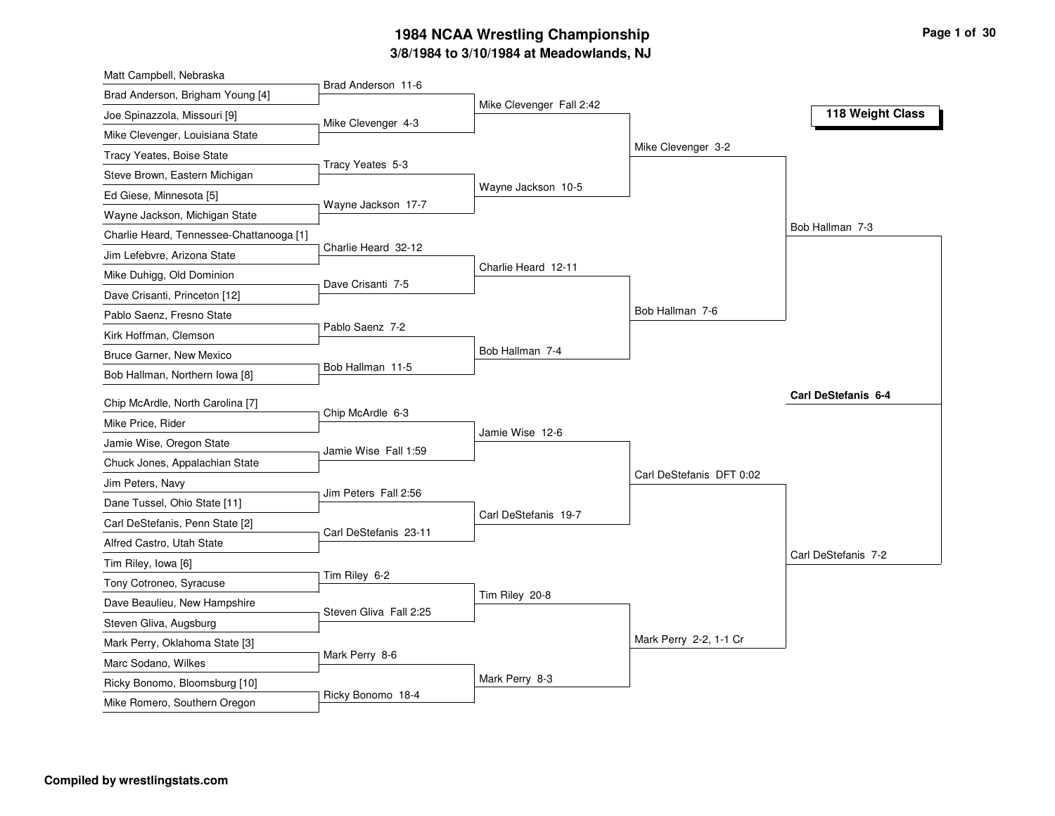# 1984 NCAA Wrestling Championship

## 3/8/1984 to 3/10/1984 at Meadowlands, NJ

### 118 Weight Class

**First Round**

- Matt Campbell, Nebraska
- Brad Anderson, Brigham Young [4]
- Joe Spinazzola, Missouri [9]
- Mike Clevenger, Louisiana State
- Tracy Yeates, Boise State
- Steve Brown, Eastern Michigan
- Ed Giese, Minnesota [5]
- Wayne Jackson, Michigan State
- Charlie Heard, Tennessee-Chattanooga [1]
- Jim Lefebvre, Arizona State
- Mike Duhigg, Old Dominion
- Dave Crisanti, Princeton [12]
- Pablo Saenz, Fresno State
- Kirk Hoffman, Clemson
- Bruce Garner, New Mexico
- Bob Hallman, Northern Iowa [8]
- Chip McArdle, North Carolina [7]
- Mike Price, Rider
- Jamie Wise, Oregon State
- Chuck Jones, Appalachian State
- Jim Peters, Navy
- Dane Tussel, Ohio State [11]
- Carl DeStefanis, Penn State [2]
- Alfred Castro, Utah State
- Tim Riley, Iowa [6]
- Tony Cotroneo, Syracuse
- Dave Beaulieu, New Hampshire
- Steven Gliva, Augsburg
- Mark Perry, Oklahoma State [3]
- Marc Sodano, Wilkes
- Ricky Bonomo, Bloomsburg [10]
- Mike Romero, Southern Oregon

**Second Round**

- Brad Anderson 11-6
- Mike Clevenger 4-3
- Tracy Yeates 5-3
- Wayne Jackson 17-7
- Charlie Heard 32-12
- Dave Crisanti 7-5
- Pablo Saenz 7-2
- Bob Hallman 11-5
- Chip McArdle 6-3
- Jamie Wise Fall 1:59
- Jim Peters Fall 2:56
- Carl DeStefanis 23-11
- Tim Riley 6-2
- Steven Gliva Fall 2:25
- Mark Perry 8-6
- Ricky Bonomo 18-4

**Quarterfinals**

- Mike Clevenger Fall 2:42
- Wayne Jackson 10-5
- Charlie Heard 12-11
- Bob Hallman 7-4
- Jamie Wise 12-6
- Carl DeStefanis 19-7
- Tim Riley 20-8
- Mark Perry 8-3

**Semifinals**

- Mike Clevenger 3-2
- Bob Hallman 7-6
- Carl DeStefanis DFT 0:02
- Mark Perry 2-2, 1-1 Cr

**Finals**

- Bob Hallman 7-3
- Carl DeStefanis 7-2

**Champion**

- **Carl DeStefanis 6-4**

**Compiled by wrestlingstats.com**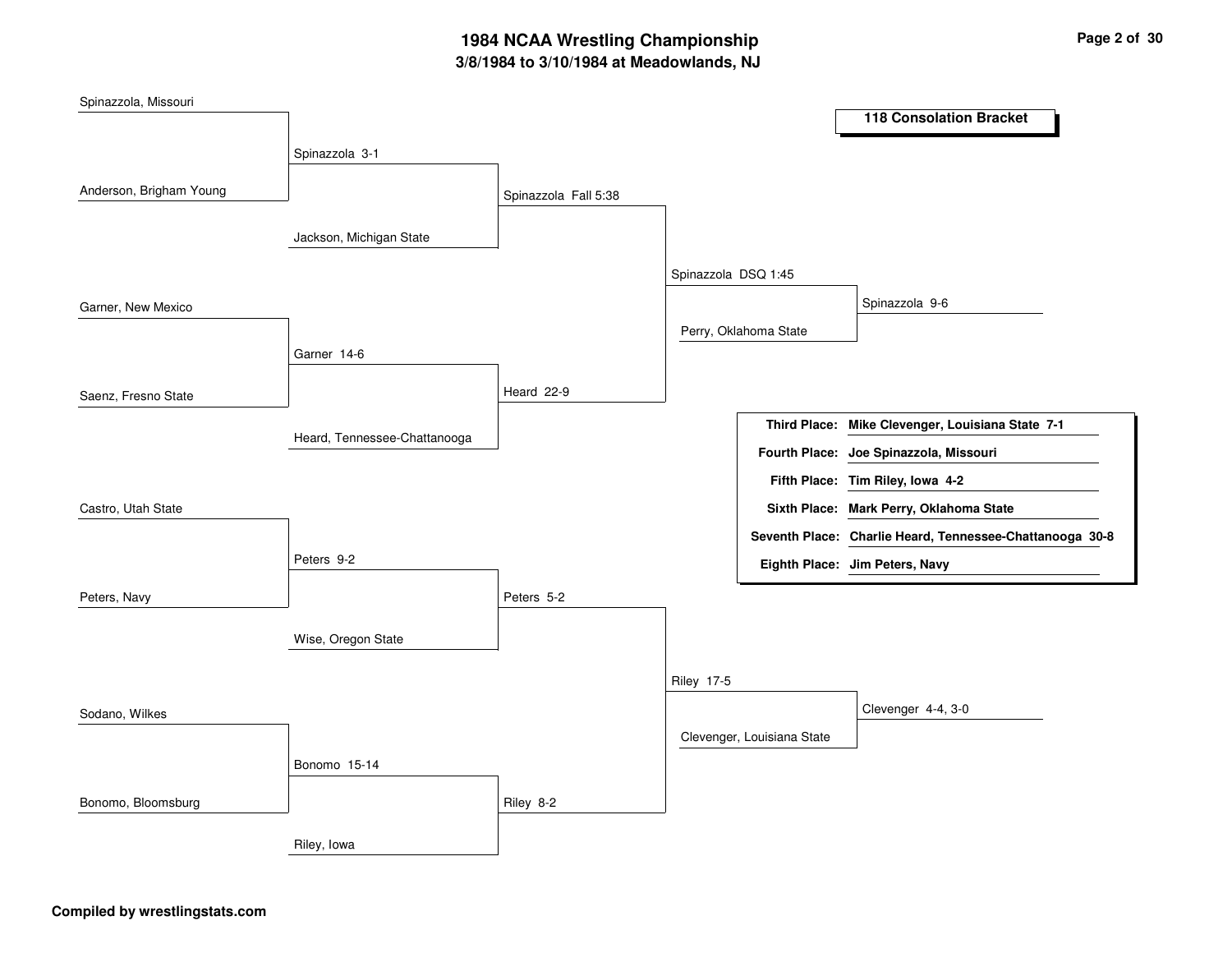# 1984 NCAA Wrestling Championship

**3/8/1984 to 3/10/1984 at Meadowlands, NJ**

**118 Consolation Bracket**

Spinazzola, Missouri
Anderson, Brigham Young
Spinazzola 3-1
Jackson, Michigan State
Spinazzola Fall 5:38

Garner, New Mexico
Saenz, Fresno State
Garner 14-6
Heard, Tennessee-Chattanooga
Heard 22-9

Spinazzola DSQ 1:45
Perry, Oklahoma State
Spinazzola 9-6

Castro, Utah State
Peters, Navy
Peters 9-2
Wise, Oregon State
Peters 5-2

Sodano, Wilkes
Bonomo, Bloomsburg
Bonomo 15-14
Riley, Iowa
Riley 8-2

Riley 17-5
Clevenger, Louisiana State
Clevenger 4-4, 3-0

| | |
|---|---|
| **Third Place:** | **Mike Clevenger, Louisiana State 7-1** |
| **Fourth Place:** | **Joe Spinazzola, Missouri** |
| **Fifth Place:** | **Tim Riley, Iowa 4-2** |
| **Sixth Place:** | **Mark Perry, Oklahoma State** |
| **Seventh Place:** | **Charlie Heard, Tennessee-Chattanooga 30-8** |
| **Eighth Place:** | **Jim Peters, Navy** |

**Compiled by wrestlingstats.com**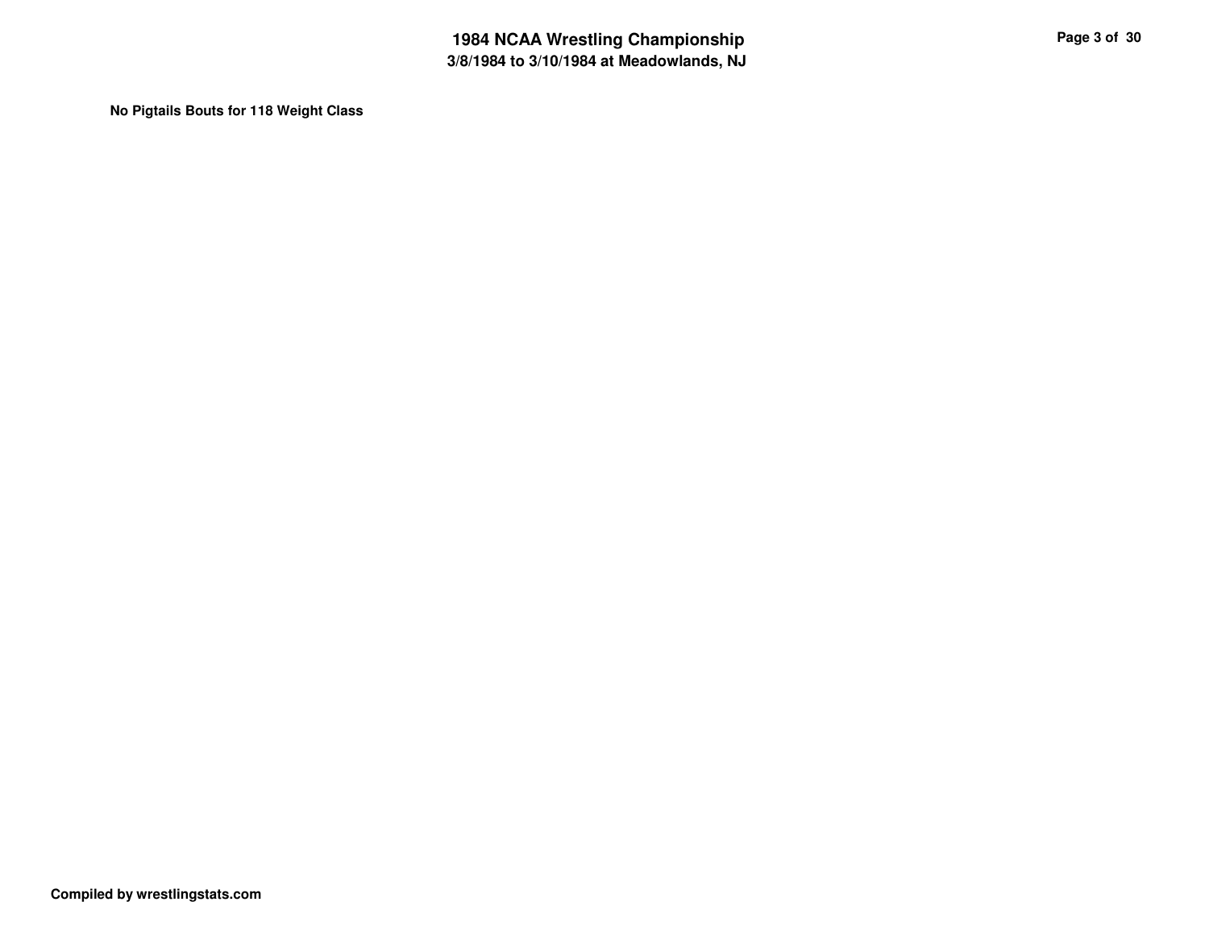**No Pigtails Bouts for 118 Weight Class**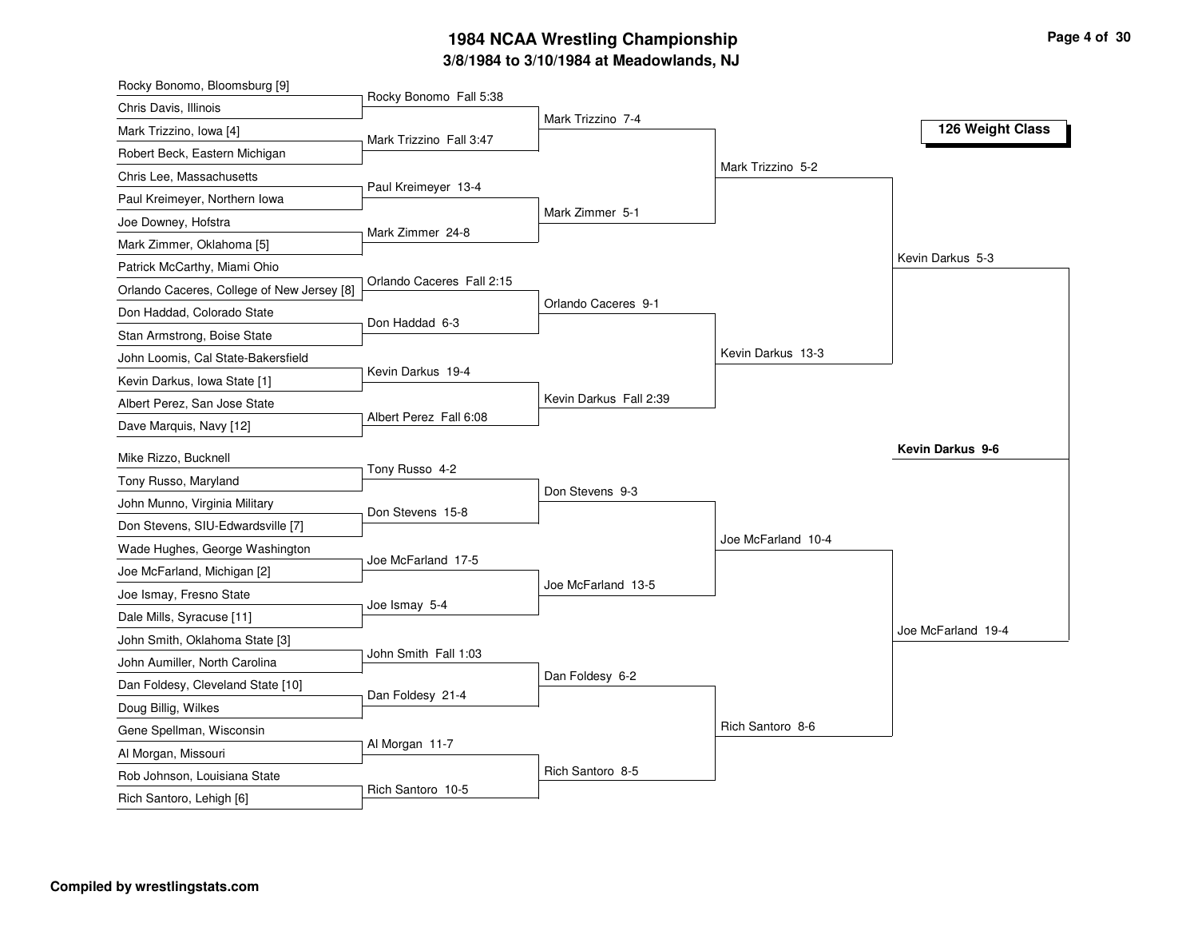# 1984 NCAA Wrestling Championship

## 3/8/1984 to 3/10/1984 at Meadowlands, NJ

### 126 Weight Class

| First Round | Second Round | Quarterfinals | Semifinals | Finals |
|---|---|---|---|---|
| Rocky Bonomo, Bloomsburg [9] | Rocky Bonomo Fall 5:38 | Mark Trizzino 7-4 | Mark Trizzino 5-2 | Kevin Darkus 5-3 |
| Chris Davis, Illinois | | | | |
| Mark Trizzino, Iowa [4] | Mark Trizzino Fall 3:47 | | | |
| Robert Beck, Eastern Michigan | | | | |
| Chris Lee, Massachusetts | Paul Kreimeyer 13-4 | Mark Zimmer 5-1 | | |
| Paul Kreimeyer, Northern Iowa | | | | |
| Joe Downey, Hofstra | Mark Zimmer 24-8 | | | |
| Mark Zimmer, Oklahoma [5] | | | | |
| Patrick McCarthy, Miami Ohio | Orlando Caceres Fall 2:15 | Orlando Caceres 9-1 | Kevin Darkus 13-3 | |
| Orlando Caceres, College of New Jersey [8] | | | | |
| Don Haddad, Colorado State | Don Haddad 6-3 | | | |
| Stan Armstrong, Boise State | | | | |
| John Loomis, Cal State-Bakersfield | Kevin Darkus 19-4 | Kevin Darkus Fall 2:39 | | |
| Kevin Darkus, Iowa State [1] | | | | |
| Albert Perez, San Jose State | Albert Perez Fall 6:08 | | | |
| Dave Marquis, Navy [12] | | | | |
| Mike Rizzo, Bucknell | Tony Russo 4-2 | Don Stevens 9-3 | Joe McFarland 10-4 | Joe McFarland 19-4 |
| Tony Russo, Maryland | | | | |
| John Munno, Virginia Military | Don Stevens 15-8 | | | |
| Don Stevens, SIU-Edwardsville [7] | | | | |
| Wade Hughes, George Washington | Joe McFarland 17-5 | Joe McFarland 13-5 | | |
| Joe McFarland, Michigan [2] | | | | |
| Joe Ismay, Fresno State | Joe Ismay 5-4 | | | |
| Dale Mills, Syracuse [11] | | | | |
| John Smith, Oklahoma State [3] | John Smith Fall 1:03 | Dan Foldesy 6-2 | Rich Santoro 8-6 | |
| John Aumiller, North Carolina | | | | |
| Dan Foldesy, Cleveland State [10] | Dan Foldesy 21-4 | | | |
| Doug Billig, Wilkes | | | | |
| Gene Spellman, Wisconsin | Al Morgan 11-7 | Rich Santoro 8-5 | | |
| Al Morgan, Missouri | | | | |
| Rob Johnson, Louisiana State | Rich Santoro 10-5 | | | |
| Rich Santoro, Lehigh [6] | | | | |

**Champion: Kevin Darkus 9-6**

**Compiled by wrestlingstats.com**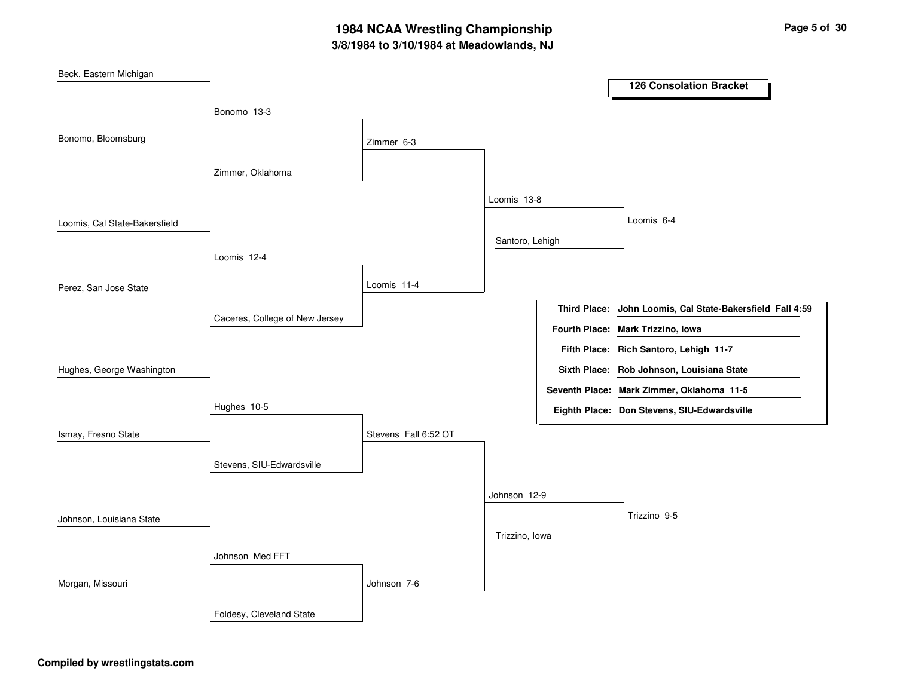# 1984 NCAA Wrestling Championship

## 3/8/1984 to 3/10/1984 at Meadowlands, NJ

### 126 Consolation Bracket

**Round 1**

- Beck, Eastern Michigan vs. Bonomo, Bloomsburg — Bonomo 13-3
- Loomis, Cal State-Bakersfield vs. Perez, San Jose State — Loomis 12-4
- Hughes, George Washington vs. Ismay, Fresno State — Hughes 10-5
- Johnson, Louisiana State vs. Morgan, Missouri — Johnson Med FFT

**Round 2**

- Bonomo vs. Zimmer, Oklahoma — Zimmer 6-3
- Loomis vs. Caceres, College of New Jersey — Loomis 11-4
- Hughes vs. Stevens, SIU-Edwardsville — Stevens Fall 6:52 OT
- Johnson vs. Foldesy, Cleveland State — Johnson 7-6

**Round 3**

- Zimmer vs. Loomis — Loomis 13-8
- Stevens vs. Johnson — Johnson 12-9

**Round 4**

- Loomis vs. Santoro, Lehigh — Loomis 6-4
- Johnson vs. Trizzino, Iowa — Trizzino 9-5

| Place | Result |
|---|---|
| **Third Place:** | **John Loomis, Cal State-Bakersfield Fall 4:59** |
| **Fourth Place:** | **Mark Trizzino, Iowa** |
| **Fifth Place:** | **Rich Santoro, Lehigh 11-7** |
| **Sixth Place:** | **Rob Johnson, Louisiana State** |
| **Seventh Place:** | **Mark Zimmer, Oklahoma 11-5** |
| **Eighth Place:** | **Don Stevens, SIU-Edwardsville** |

**Compiled by wrestlingstats.com**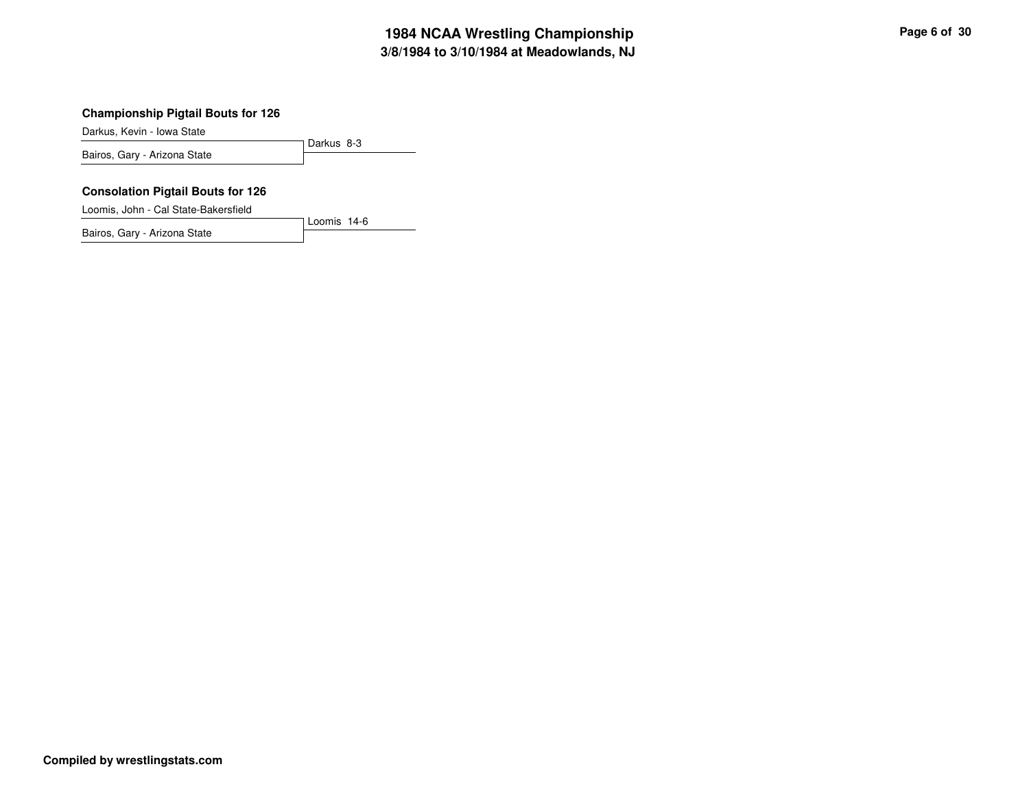# 1984 NCAA Wrestling Championship
## 3/8/1984 to 3/10/1984 at Meadowlands, NJ

### Championship Pigtail Bouts for 126

Darkus, Kevin - Iowa State
Bairos, Gary - Arizona State

Darkus 8-3

### Consolation Pigtail Bouts for 126

Loomis, John - Cal State-Bakersfield
Bairos, Gary - Arizona State

Loomis 14-6

**Compiled by wrestlingstats.com**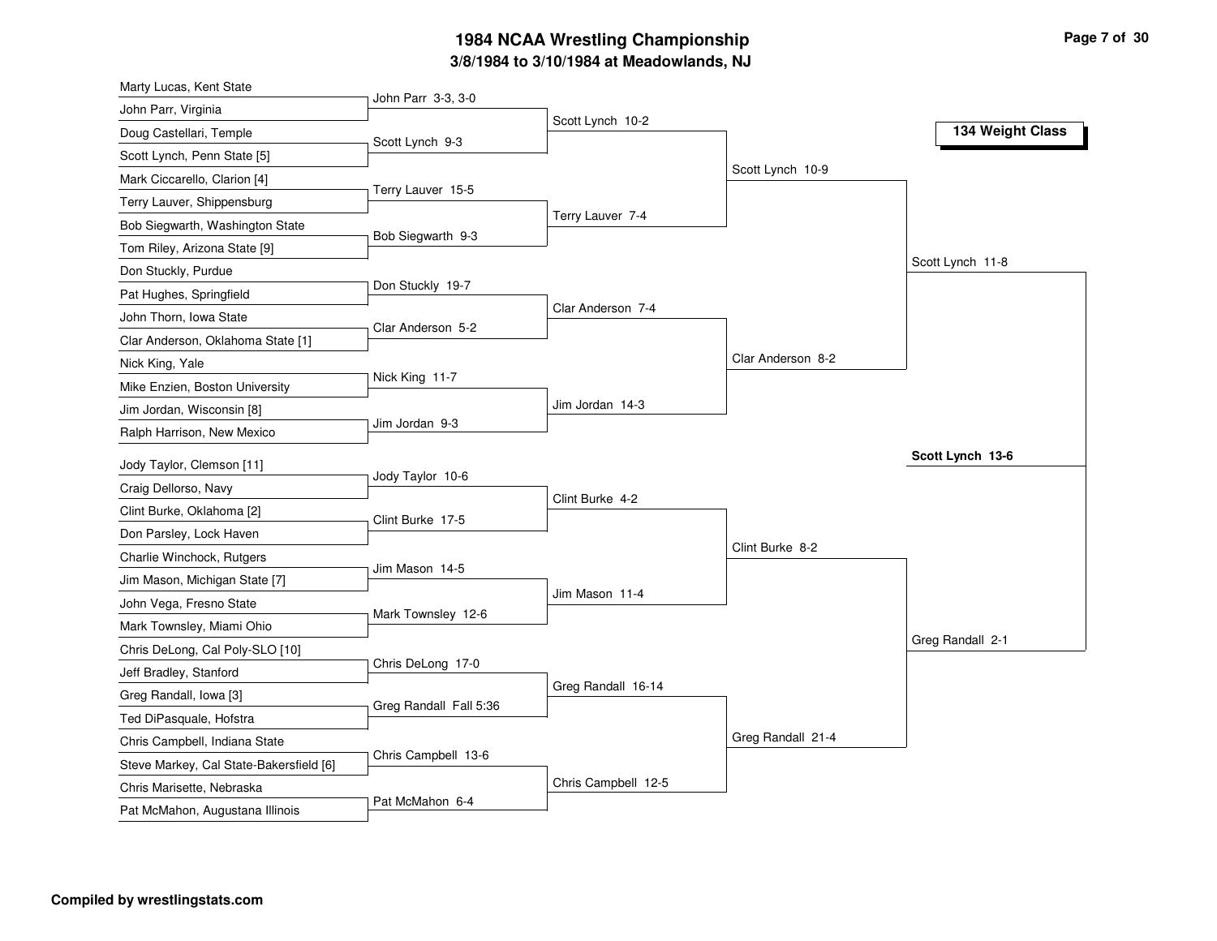# 1984 NCAA Wrestling Championship

## 3/8/1984 to 3/10/1984 at Meadowlands, NJ

### 134 Weight Class

**First Round**

- Marty Lucas, Kent State vs. John Parr, Virginia — John Parr 3-3, 3-0
- Doug Castellari, Temple vs. Scott Lynch, Penn State [5] — Scott Lynch 9-3
- Mark Ciccarello, Clarion [4] vs. Terry Lauver, Shippensburg — Terry Lauver 15-5
- Bob Siegwarth, Washington State vs. Tom Riley, Arizona State [9] — Bob Siegwarth 9-3
- Don Stuckly, Purdue vs. Pat Hughes, Springfield — Don Stuckly 19-7
- John Thorn, Iowa State vs. Clar Anderson, Oklahoma State [1] — Clar Anderson 5-2
- Nick King, Yale vs. Mike Enzien, Boston University — Nick King 11-7
- Jim Jordan, Wisconsin [8] vs. Ralph Harrison, New Mexico — Jim Jordan 9-3
- Jody Taylor, Clemson [11] vs. Craig Dellorso, Navy — Jody Taylor 10-6
- Clint Burke, Oklahoma [2] vs. Don Parsley, Lock Haven — Clint Burke 17-5
- Charlie Winchock, Rutgers vs. Jim Mason, Michigan State [7] — Jim Mason 14-5
- John Vega, Fresno State vs. Mark Townsley, Miami Ohio — Mark Townsley 12-6
- Chris DeLong, Cal Poly-SLO [10] vs. Jeff Bradley, Stanford — Chris DeLong 17-0
- Greg Randall, Iowa [3] vs. Ted DiPasquale, Hofstra — Greg Randall Fall 5:36
- Chris Campbell, Indiana State vs. Steve Markey, Cal State-Bakersfield [6] — Chris Campbell 13-6
- Chris Marisette, Nebraska vs. Pat McMahon, Augustana Illinois — Pat McMahon 6-4

**Second Round**

- Scott Lynch 10-2
- Terry Lauver 7-4
- Clar Anderson 7-4
- Jim Jordan 14-3
- Clint Burke 4-2
- Jim Mason 11-4
- Greg Randall 16-14
- Chris Campbell 12-5

**Quarterfinals**

- Scott Lynch 10-9
- Clar Anderson 8-2
- Clint Burke 8-2
- Greg Randall 21-4

**Semifinals**

- Scott Lynch 11-8
- Greg Randall 2-1

**Final**

- **Scott Lynch 13-6**

**Compiled by wrestlingstats.com**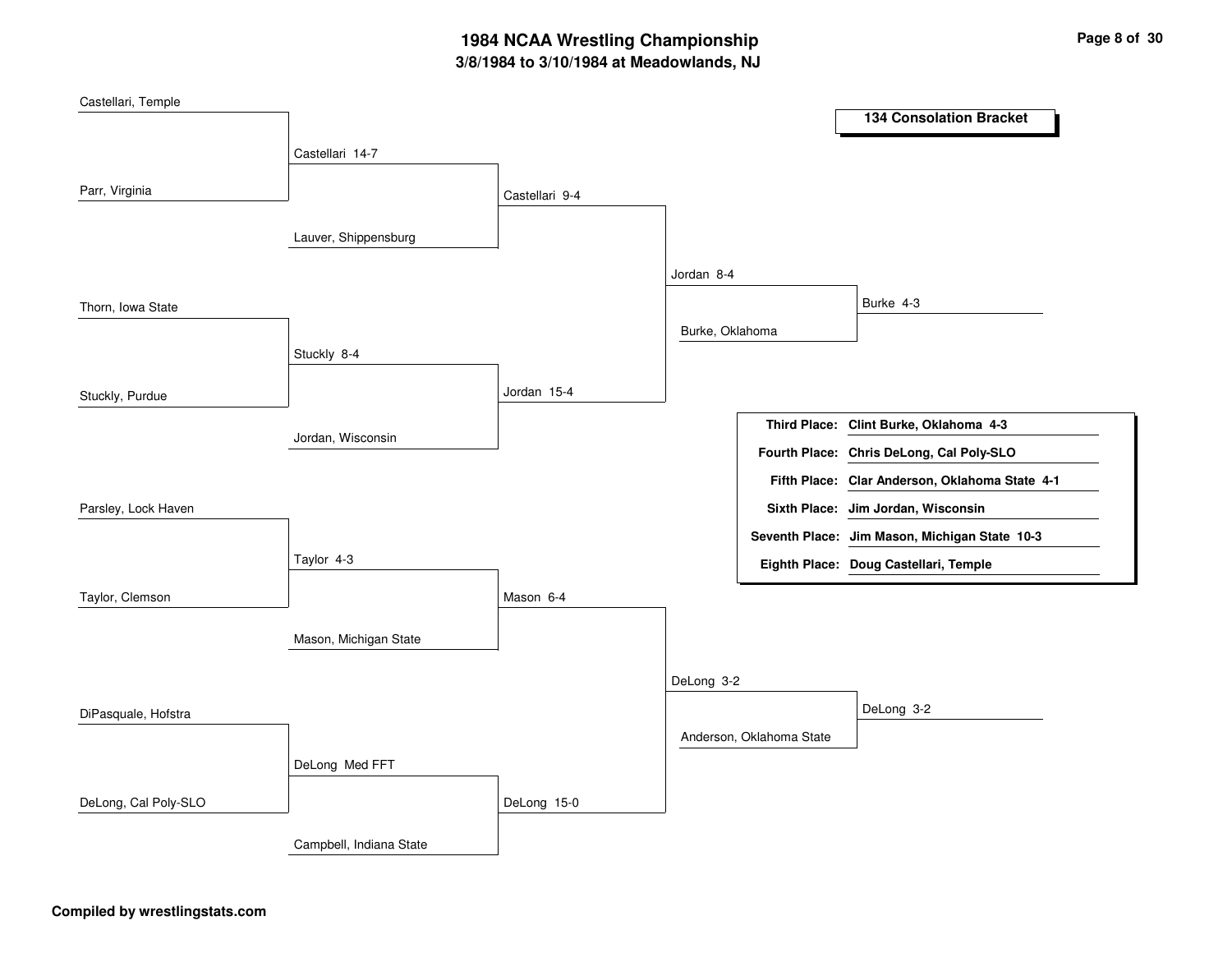# 1984 NCAA Wrestling Championship

## 3/8/1984 to 3/10/1984 at Meadowlands, NJ

### 134 Consolation Bracket

**Round 1**

- Castellari, Temple vs. Parr, Virginia — Castellari 14-7
- Thorn, Iowa State vs. Stuckly, Purdue — Stuckly 8-4
- Parsley, Lock Haven vs. Taylor, Clemson — Taylor 4-3
- DiPasquale, Hofstra vs. DeLong, Cal Poly-SLO — DeLong Med FFT

**Round 2**

- Castellari vs. Lauver, Shippensburg — Castellari 9-4
- Stuckly vs. Jordan, Wisconsin — Jordan 15-4
- Taylor vs. Mason, Michigan State — Mason 6-4
- DeLong vs. Campbell, Indiana State — DeLong 15-0

**Round 3**

- Castellari vs. Jordan — Jordan 8-4
- Mason vs. DeLong — DeLong 3-2

**Round 4**

- Jordan vs. Burke, Oklahoma — Burke 4-3
- DeLong vs. Anderson, Oklahoma State — DeLong 3-2

| Place | Wrestler |
|---|---|
| **Third Place:** | **Clint Burke, Oklahoma 4-3** |
| **Fourth Place:** | **Chris DeLong, Cal Poly-SLO** |
| **Fifth Place:** | **Clar Anderson, Oklahoma State 4-1** |
| **Sixth Place:** | **Jim Jordan, Wisconsin** |
| **Seventh Place:** | **Jim Mason, Michigan State 10-3** |
| **Eighth Place:** | **Doug Castellari, Temple** |

**Compiled by wrestlingstats.com**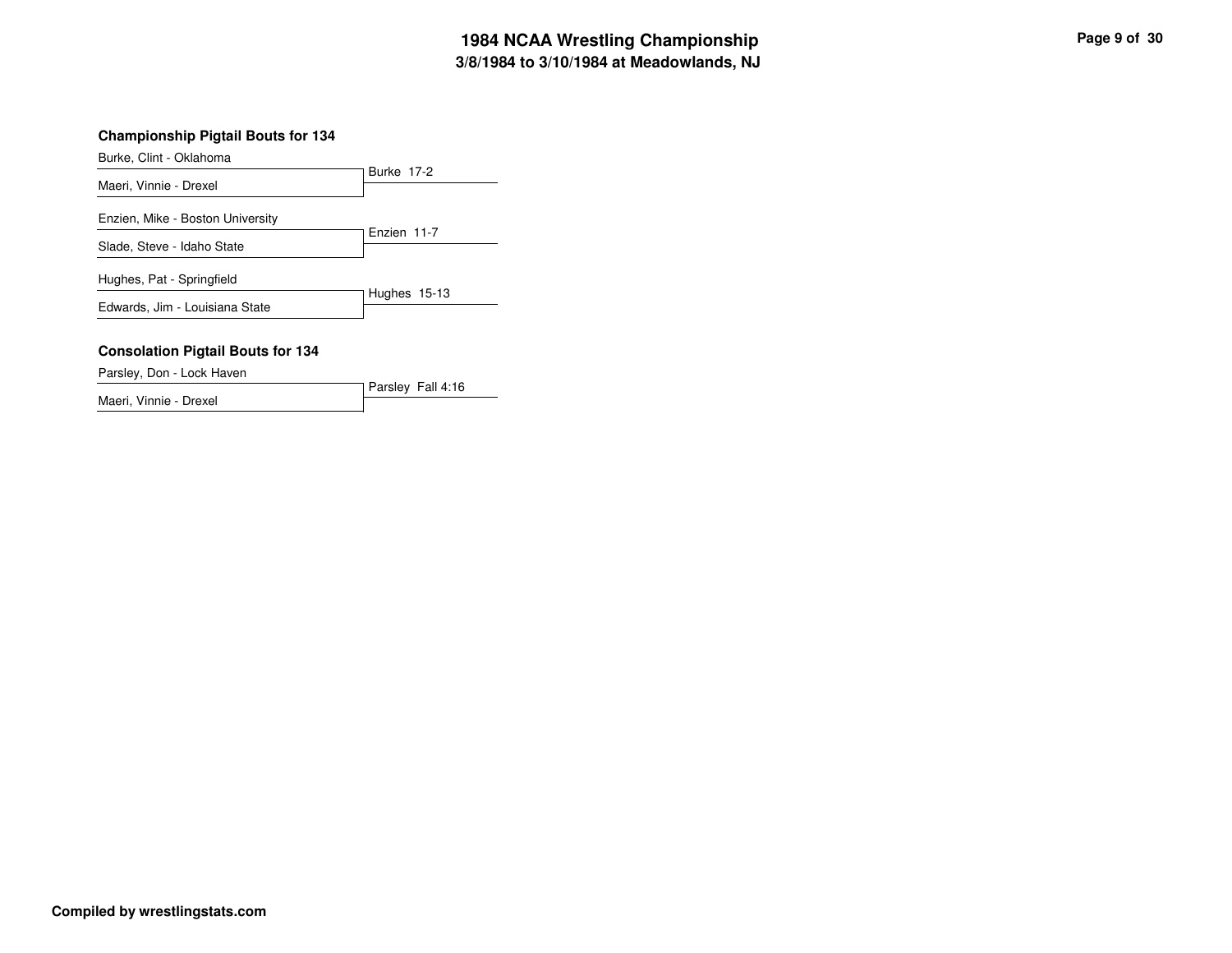# 1984 NCAA Wrestling Championship

## 3/8/1984 to 3/10/1984 at Meadowlands, NJ

### Championship Pigtail Bouts for 134

| Wrestlers | Result |
|---|---|
| Burke, Clint - Oklahoma vs. Maeri, Vinnie - Drexel | Burke 17-2 |
| Enzien, Mike - Boston University vs. Slade, Steve - Idaho State | Enzien 11-7 |
| Hughes, Pat - Springfield vs. Edwards, Jim - Louisiana State | Hughes 15-13 |

### Consolation Pigtail Bouts for 134

| Wrestlers | Result |
|---|---|
| Parsley, Don - Lock Haven vs. Maeri, Vinnie - Drexel | Parsley Fall 4:16 |

**Compiled by wrestlingstats.com**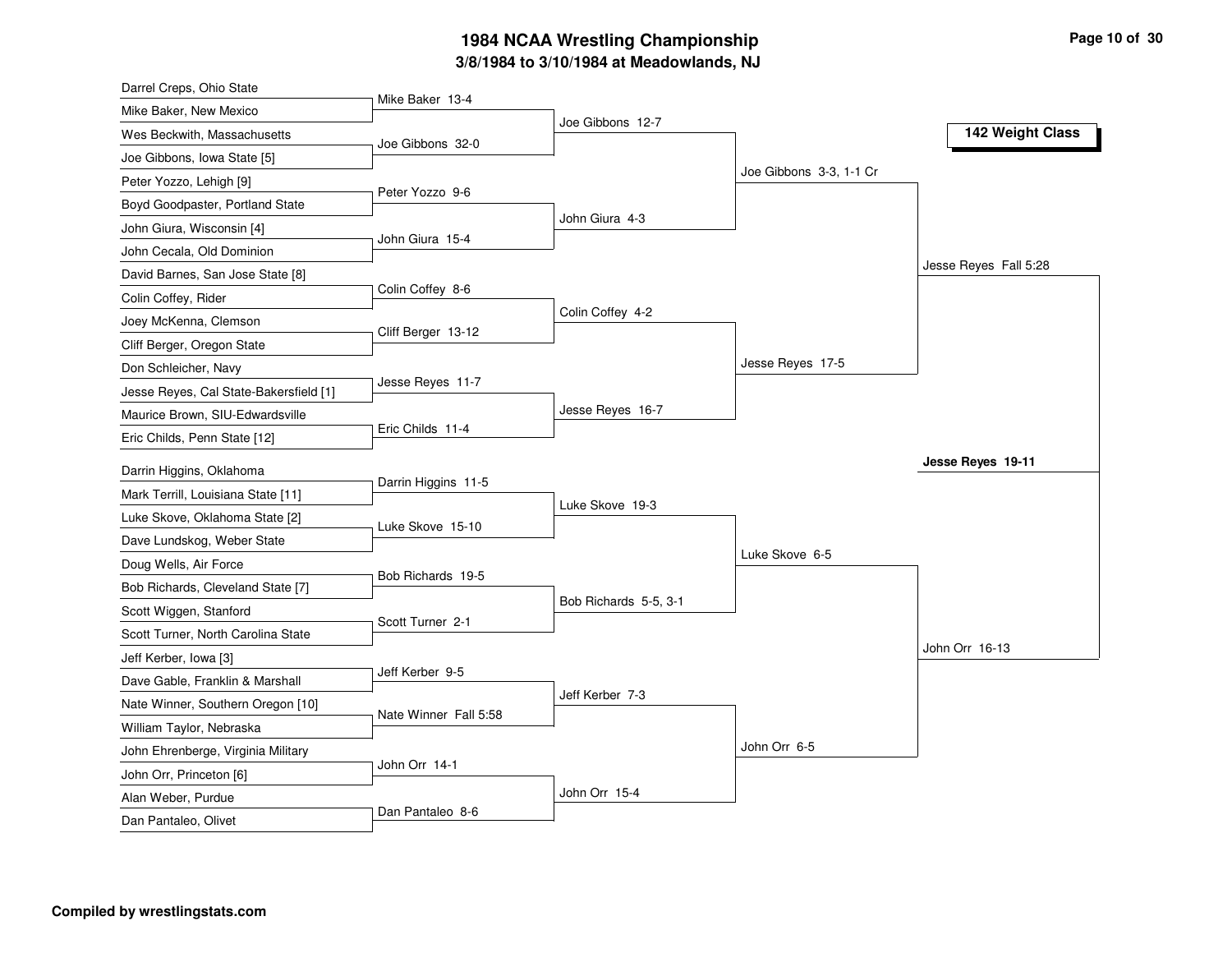# 1984 NCAA Wrestling Championship

## 3/8/1984 to 3/10/1984 at Meadowlands, NJ

### 142 Weight Class

**First Round**

| Wrestler 1 | Wrestler 2 | Winner |
|---|---|---|
| Darrel Creps, Ohio State | Mike Baker, New Mexico | Mike Baker 13-4 |
| Wes Beckwith, Massachusetts | Joe Gibbons, Iowa State [5] | Joe Gibbons 32-0 |
| Peter Yozzo, Lehigh [9] | Boyd Goodpaster, Portland State | Peter Yozzo 9-6 |
| John Giura, Wisconsin [4] | John Cecala, Old Dominion | John Giura 15-4 |
| David Barnes, San Jose State [8] | Colin Coffey, Rider | Colin Coffey 8-6 |
| Joey McKenna, Clemson | Cliff Berger, Oregon State | Cliff Berger 13-12 |
| Don Schleicher, Navy | Jesse Reyes, Cal State-Bakersfield [1] | Jesse Reyes 11-7 |
| Maurice Brown, SIU-Edwardsville | Eric Childs, Penn State [12] | Eric Childs 11-4 |
| Darrin Higgins, Oklahoma | Mark Terrill, Louisiana State [11] | Darrin Higgins 11-5 |
| Luke Skove, Oklahoma State [2] | Dave Lundskog, Weber State | Luke Skove 15-10 |
| Doug Wells, Air Force | Bob Richards, Cleveland State [7] | Bob Richards 19-5 |
| Scott Wiggen, Stanford | Scott Turner, North Carolina State | Scott Turner 2-1 |
| Jeff Kerber, Iowa [3] | Dave Gable, Franklin & Marshall | Jeff Kerber 9-5 |
| Nate Winner, Southern Oregon [10] | William Taylor, Nebraska | Nate Winner Fall 5:58 |
| John Ehrenberge, Virginia Military | John Orr, Princeton [6] | John Orr 14-1 |
| Alan Weber, Purdue | Dan Pantaleo, Olivet | Dan Pantaleo 8-6 |

**Second Round**

- Joe Gibbons 12-7
- John Giura 4-3
- Colin Coffey 4-2
- Jesse Reyes 16-7
- Luke Skove 19-3
- Bob Richards 5-5, 3-1
- Jeff Kerber 7-3
- John Orr 15-4

**Quarterfinals**

- Joe Gibbons 3-3, 1-1 Cr
- Jesse Reyes 17-5
- Luke Skove 6-5
- John Orr 6-5

**Semifinals**

- Jesse Reyes Fall 5:28
- John Orr 16-13

**Final**

- **Jesse Reyes 19-11**

Compiled by wrestlingstats.com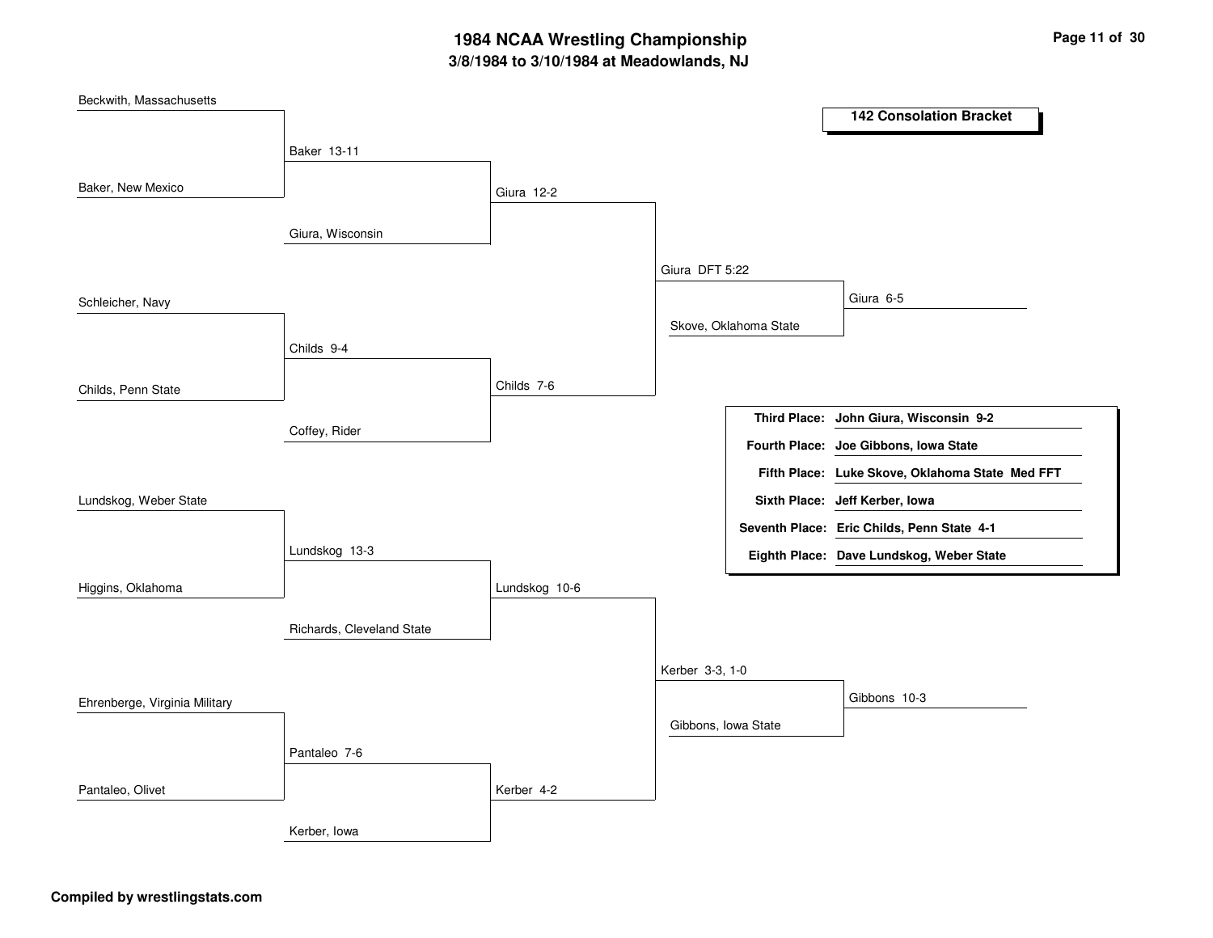# 1984 NCAA Wrestling Championship

**3/8/1984 to 3/10/1984 at Meadowlands, NJ**

## 142 Consolation Bracket

### Round 1

- Beckwith, Massachusetts vs. Baker, New Mexico — Baker 13-11
- Schleicher, Navy vs. Childs, Penn State — Childs 9-4
- Lundskog, Weber State vs. Higgins, Oklahoma — Lundskog 13-3
- Ehrenberge, Virginia Military vs. Pantaleo, Olivet — Pantaleo 7-6

### Round 2

- Baker vs. Giura, Wisconsin — Giura 12-2
- Childs vs. Coffey, Rider — Childs 7-6
- Lundskog vs. Richards, Cleveland State — Lundskog 10-6
- Pantaleo vs. Kerber, Iowa — Kerber 4-2

### Round 3

- Giura vs. Childs — Giura DFT 5:22
- Lundskog vs. Kerber — Kerber 3-3, 1-0

### Round 4

- Giura vs. Skove, Oklahoma State — Giura 6-5
- Kerber vs. Gibbons, Iowa State — Gibbons 10-3

### Placings

| Place | Wrestler |
|---|---|
| **Third Place:** | **John Giura, Wisconsin 9-2** |
| **Fourth Place:** | **Joe Gibbons, Iowa State** |
| **Fifth Place:** | **Luke Skove, Oklahoma State Med FFT** |
| **Sixth Place:** | **Jeff Kerber, Iowa** |
| **Seventh Place:** | **Eric Childs, Penn State 4-1** |
| **Eighth Place:** | **Dave Lundskog, Weber State** |

**Compiled by wrestlingstats.com**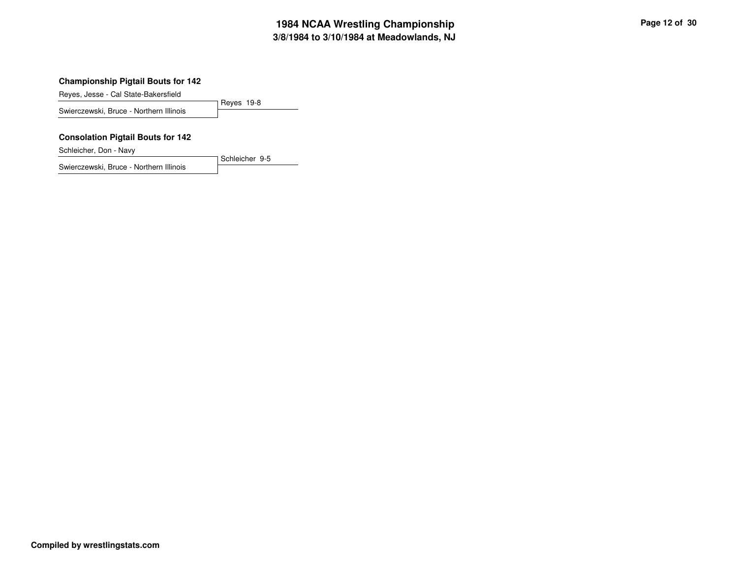# 1984 NCAA Wrestling Championship
## 3/8/1984 to 3/10/1984 at Meadowlands, NJ

### Championship Pigtail Bouts for 142

| Wrestlers | Result |
|---|---|
| Reyes, Jesse - Cal State-Bakersfield | |
| | Reyes 19-8 |
| Swierczewski, Bruce - Northern Illinois | |

### Consolation Pigtail Bouts for 142

| Wrestlers | Result |
|---|---|
| Schleicher, Don - Navy | |
| | Schleicher 9-5 |
| Swierczewski, Bruce - Northern Illinois | |

**Compiled by wrestlingstats.com**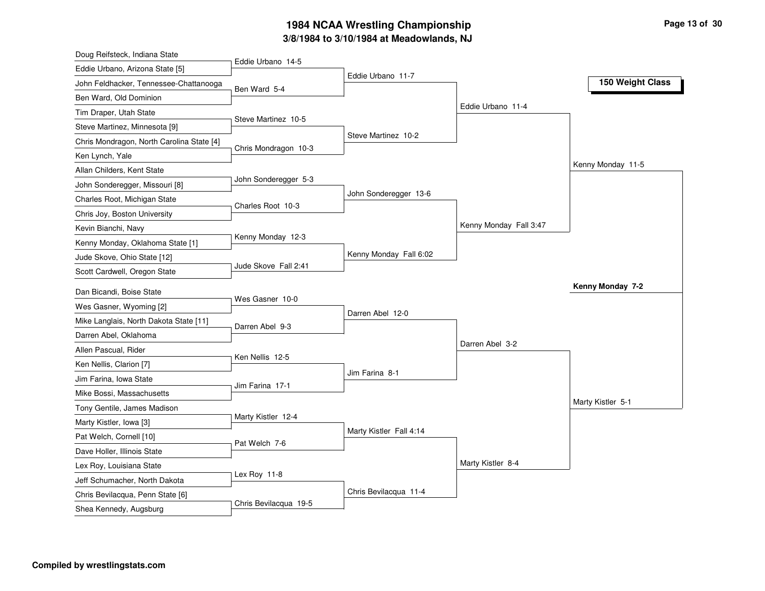# 1984 NCAA Wrestling Championship

## 3/8/1984 to 3/10/1984 at Meadowlands, NJ

### 150 Weight Class

**First Round**

| Wrestler 1 | Wrestler 2 | Result |
|---|---|---|
| Doug Reifsteck, Indiana State | Eddie Urbano, Arizona State [5] | Eddie Urbano 14-5 |
| John Feldhacker, Tennessee-Chattanooga | Ben Ward, Old Dominion | Ben Ward 5-4 |
| Tim Draper, Utah State | Steve Martinez, Minnesota [9] | Steve Martinez 10-5 |
| Chris Mondragon, North Carolina State [4] | Ken Lynch, Yale | Chris Mondragon 10-3 |
| Allan Childers, Kent State | John Sonderegger, Missouri [8] | John Sonderegger 5-3 |
| Charles Root, Michigan State | Chris Joy, Boston University | Charles Root 10-3 |
| Kevin Bianchi, Navy | Kenny Monday, Oklahoma State [1] | Kenny Monday 12-3 |
| Jude Skove, Ohio State [12] | Scott Cardwell, Oregon State | Jude Skove Fall 2:41 |
| Dan Bicandi, Boise State | Wes Gasner, Wyoming [2] | Wes Gasner 10-0 |
| Mike Langlais, North Dakota State [11] | Darren Abel, Oklahoma | Darren Abel 9-3 |
| Allen Pascual, Rider | Ken Nellis, Clarion [7] | Ken Nellis 12-5 |
| Jim Farina, Iowa State | Mike Bossi, Massachusetts | Jim Farina 17-1 |
| Tony Gentile, James Madison | Marty Kistler, Iowa [3] | Marty Kistler 12-4 |
| Pat Welch, Cornell [10] | Dave Holler, Illinois State | Pat Welch 7-6 |
| Lex Roy, Louisiana State | Jeff Schumacher, North Dakota | Lex Roy 11-8 |
| Chris Bevilacqua, Penn State [6] | Shea Kennedy, Augsburg | Chris Bevilacqua 19-5 |

**Second Round**

- Eddie Urbano 11-7
- Steve Martinez 10-2
- John Sonderegger 13-6
- Kenny Monday Fall 6:02
- Darren Abel 12-0
- Jim Farina 8-1
- Marty Kistler Fall 4:14
- Chris Bevilacqua 11-4

**Quarterfinals**

- Eddie Urbano 11-4
- Kenny Monday Fall 3:47
- Darren Abel 3-2
- Marty Kistler 8-4

**Semifinals**

- Kenny Monday 11-5
- Marty Kistler 5-1

**Final**

- **Kenny Monday 7-2**

**Compiled by wrestlingstats.com**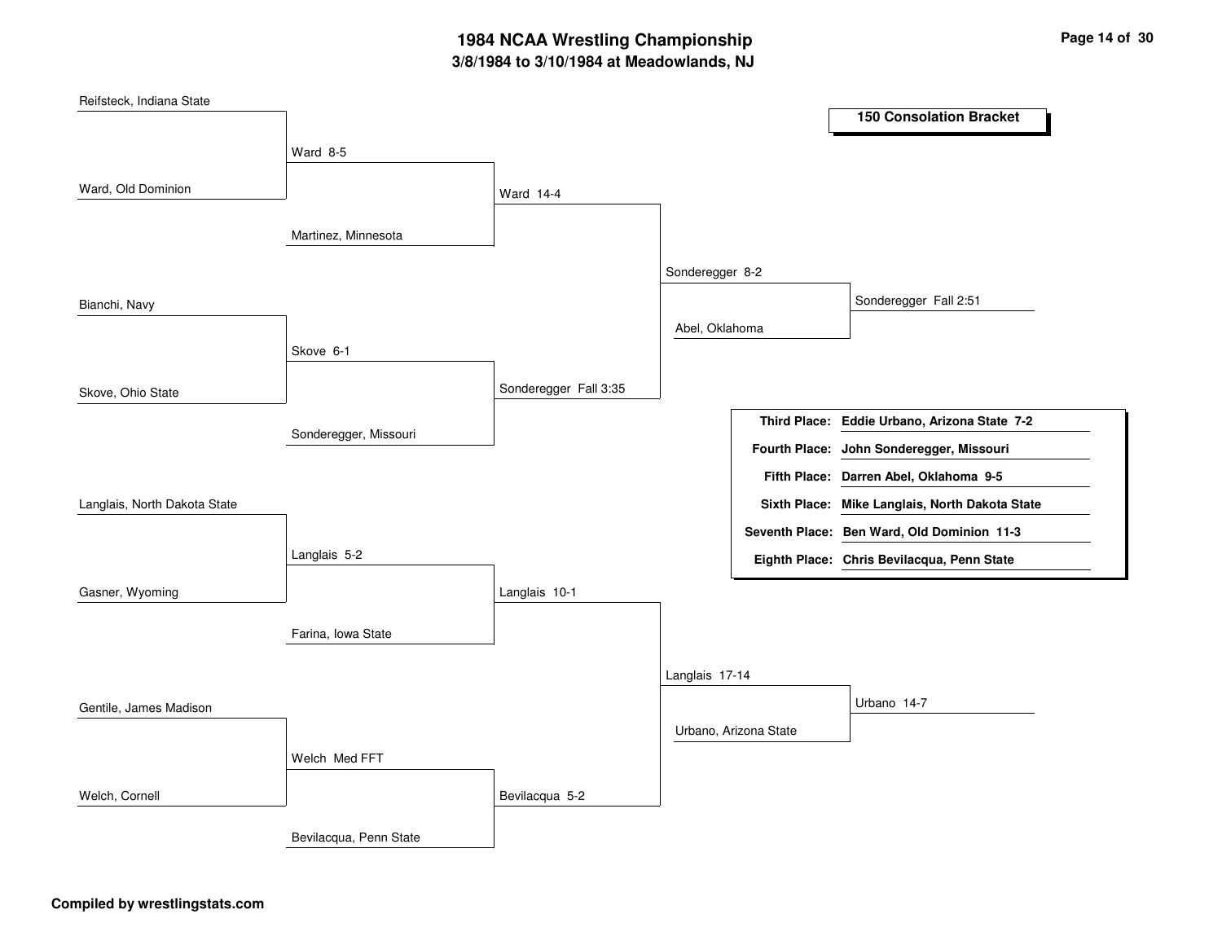# 1984 NCAA Wrestling Championship

**3/8/1984 to 3/10/1984 at Meadowlands, NJ**

## 150 Consolation Bracket

### First Round

- Reifsteck, Indiana State vs. Ward, Old Dominion — Ward 8-5
- Bianchi, Navy vs. Skove, Ohio State — Skove 6-1
- Langlais, North Dakota State vs. Gasner, Wyoming — Langlais 5-2
- Gentile, James Madison vs. Welch, Cornell — Welch Med FFT

### Second Round

- Ward vs. Martinez, Minnesota — Ward 14-4
- Skove vs. Sonderegger, Missouri — Sonderegger Fall 3:35
- Langlais vs. Farina, Iowa State — Langlais 10-1
- Welch vs. Bevilacqua, Penn State — Bevilacqua 5-2

### Third Round

- Ward vs. Sonderegger — Sonderegger 8-2
- Langlais vs. Bevilacqua — Langlais 17-14

### Fourth Round

- Sonderegger vs. Abel, Oklahoma — Sonderegger Fall 2:51
- Langlais vs. Urbano, Arizona State — Urbano 14-7

### Final Placings

| Place | Wrestler |
|---|---|
| Third Place: | Eddie Urbano, Arizona State 7-2 |
| Fourth Place: | John Sonderegger, Missouri |
| Fifth Place: | Darren Abel, Oklahoma 9-5 |
| Sixth Place: | Mike Langlais, North Dakota State |
| Seventh Place: | Ben Ward, Old Dominion 11-3 |
| Eighth Place: | Chris Bevilacqua, Penn State |

**Compiled by wrestlingstats.com**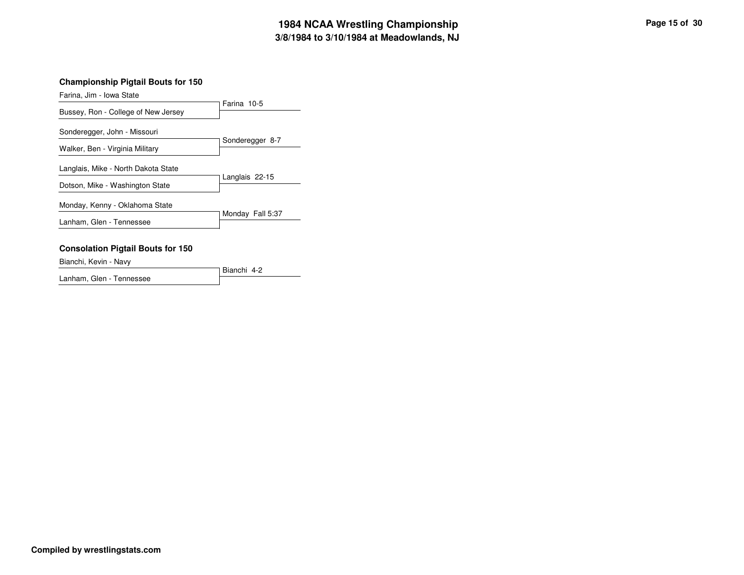# 1984 NCAA Wrestling Championship
## 3/8/1984 to 3/10/1984 at Meadowlands, NJ

### Championship Pigtail Bouts for 150

| Wrestler 1 | Wrestler 2 | Result |
| --- | --- | --- |
| Farina, Jim - Iowa State | Bussey, Ron - College of New Jersey | Farina 10-5 |
| Sonderegger, John - Missouri | Walker, Ben - Virginia Military | Sonderegger 8-7 |
| Langlais, Mike - North Dakota State | Dotson, Mike - Washington State | Langlais 22-15 |
| Monday, Kenny - Oklahoma State | Lanham, Glen - Tennessee | Monday Fall 5:37 |

### Consolation Pigtail Bouts for 150

| Wrestler 1 | Wrestler 2 | Result |
| --- | --- | --- |
| Bianchi, Kevin - Navy | Lanham, Glen - Tennessee | Bianchi 4-2 |

**Compiled by wrestlingstats.com**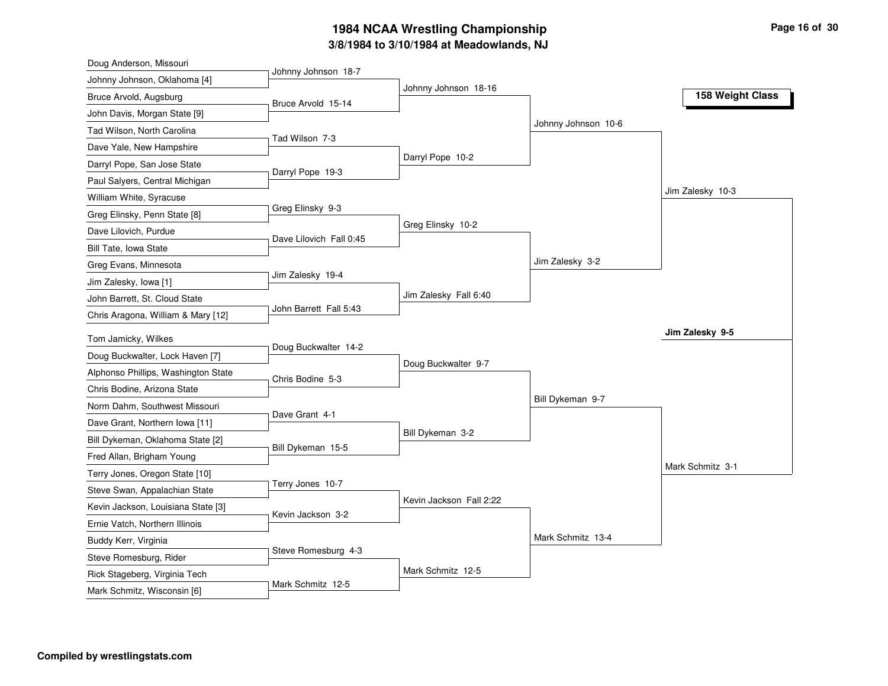# 1984 NCAA Wrestling Championship

## 3/8/1984 to 3/10/1984 at Meadowlands, NJ

### 158 Weight Class

**First Round**

| Wrestler 1 | Wrestler 2 | Winner |
|---|---|---|
| Doug Anderson, Missouri | Johnny Johnson, Oklahoma [4] | Johnny Johnson 18-7 |
| Bruce Arvold, Augsburg | John Davis, Morgan State [9] | Bruce Arvold 15-14 |
| Tad Wilson, North Carolina | Dave Yale, New Hampshire | Tad Wilson 7-3 |
| Darryl Pope, San Jose State | Paul Salyers, Central Michigan | Darryl Pope 19-3 |
| William White, Syracuse | Greg Elinsky, Penn State [8] | Greg Elinsky 9-3 |
| Dave Lilovich, Purdue | Bill Tate, Iowa State | Dave Lilovich Fall 0:45 |
| Greg Evans, Minnesota | Jim Zalesky, Iowa [1] | Jim Zalesky 19-4 |
| John Barrett, St. Cloud State | Chris Aragona, William & Mary [12] | John Barrett Fall 5:43 |
| Tom Jamicky, Wilkes | Doug Buckwalter, Lock Haven [7] | Doug Buckwalter 14-2 |
| Alphonso Phillips, Washington State | Chris Bodine, Arizona State | Chris Bodine 5-3 |
| Norm Dahm, Southwest Missouri | Dave Grant, Northern Iowa [11] | Dave Grant 4-1 |
| Bill Dykeman, Oklahoma State [2] | Fred Allan, Brigham Young | Bill Dykeman 15-5 |
| Terry Jones, Oregon State [10] | Steve Swan, Appalachian State | Terry Jones 10-7 |
| Kevin Jackson, Louisiana State [3] | Ernie Vatch, Northern Illinois | Kevin Jackson 3-2 |
| Buddy Kerr, Virginia | Steve Romesburg, Rider | Steve Romesburg 4-3 |
| Rick Stageberg, Virginia Tech | Mark Schmitz, Wisconsin [6] | Mark Schmitz 12-5 |

**Second Round**

- Johnny Johnson 18-16
- Darryl Pope 10-2
- Greg Elinsky 10-2
- Jim Zalesky Fall 6:40
- Doug Buckwalter 9-7
- Bill Dykeman 3-2
- Kevin Jackson Fall 2:22
- Mark Schmitz 12-5

**Quarterfinals**

- Johnny Johnson 10-6
- Jim Zalesky 3-2
- Bill Dykeman 9-7
- Mark Schmitz 13-4

**Semifinals**

- Jim Zalesky 10-3
- Mark Schmitz 3-1

**Final**

- **Jim Zalesky 9-5**

**Compiled by wrestlingstats.com**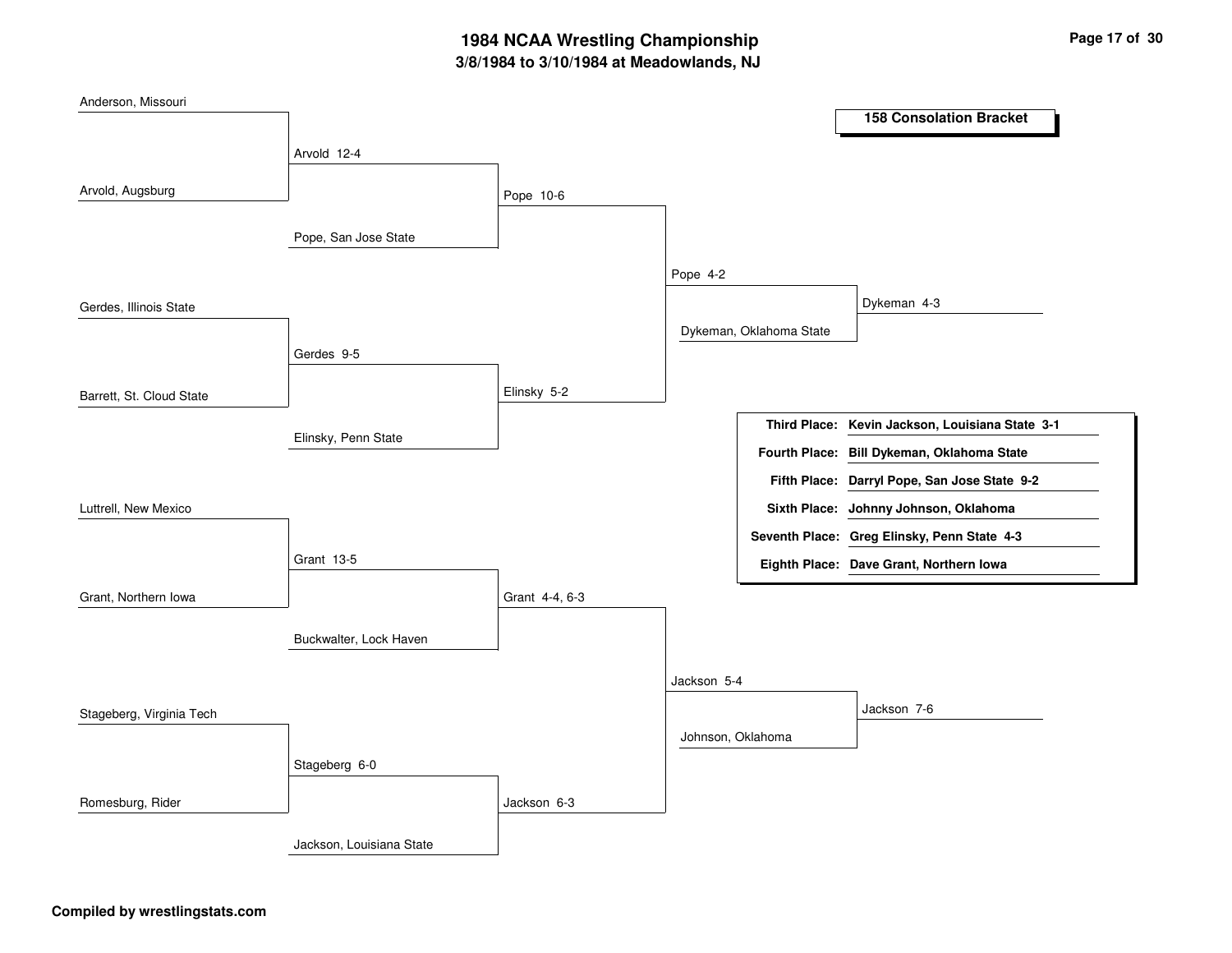# 1984 NCAA Wrestling Championship

### 3/8/1984 to 3/10/1984 at Meadowlands, NJ

## 158 Consolation Bracket

**Round 1**

- Anderson, Missouri vs. Arvold, Augsburg — Arvold 12-4
- Gerdes, Illinois State vs. Barrett, St. Cloud State — Gerdes 9-5
- Luttrell, New Mexico vs. Grant, Northern Iowa — Grant 13-5
- Stageberg, Virginia Tech vs. Romesburg, Rider — Stageberg 6-0

**Round 2**

- Arvold vs. Pope, San Jose State — Pope 10-6
- Gerdes vs. Elinsky, Penn State — Elinsky 5-2
- Grant vs. Buckwalter, Lock Haven — Grant 4-4, 6-3
- Stageberg vs. Jackson, Louisiana State — Jackson 6-3

**Round 3**

- Pope vs. Elinsky — Pope 4-2
- Grant vs. Jackson — Jackson 5-4

**Round 4**

- Pope vs. Dykeman, Oklahoma State — Dykeman 4-3
- Jackson vs. Johnson, Oklahoma — Jackson 7-6

| Place | Wrestler |
| --- | --- |
| Third Place: | Kevin Jackson, Louisiana State 3-1 |
| Fourth Place: | Bill Dykeman, Oklahoma State |
| Fifth Place: | Darryl Pope, San Jose State 9-2 |
| Sixth Place: | Johnny Johnson, Oklahoma |
| Seventh Place: | Greg Elinsky, Penn State 4-3 |
| Eighth Place: | Dave Grant, Northern Iowa |

**Compiled by wrestlingstats.com**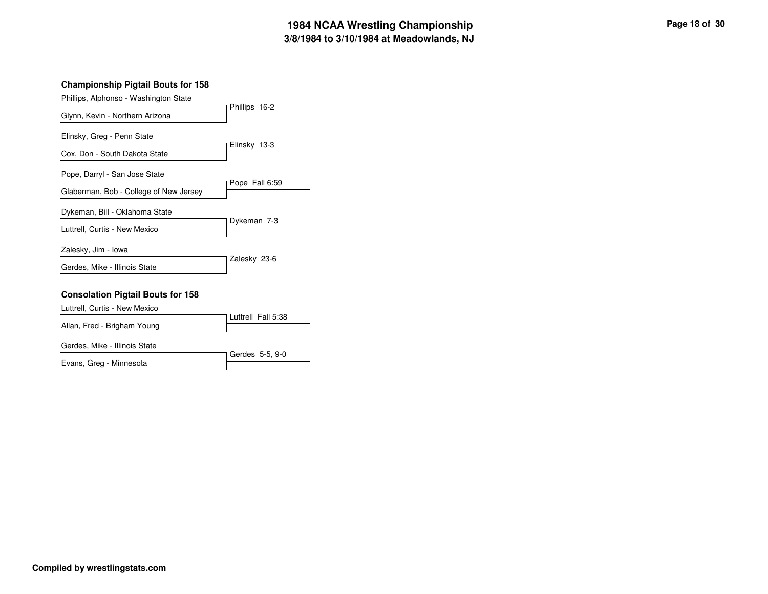# 1984 NCAA Wrestling Championship

## 3/8/1984 to 3/10/1984 at Meadowlands, NJ

### Championship Pigtail Bouts for 158

| Wrestler 1 | Wrestler 2 | Result |
| --- | --- | --- |
| Phillips, Alphonso - Washington State | Glynn, Kevin - Northern Arizona | Phillips 16-2 |
| Elinsky, Greg - Penn State | Cox, Don - South Dakota State | Elinsky 13-3 |
| Pope, Darryl - San Jose State | Glaberman, Bob - College of New Jersey | Pope Fall 6:59 |
| Dykeman, Bill - Oklahoma State | Luttrell, Curtis - New Mexico | Dykeman 7-3 |
| Zalesky, Jim - Iowa | Gerdes, Mike - Illinois State | Zalesky 23-6 |

### Consolation Pigtail Bouts for 158

| Wrestler 1 | Wrestler 2 | Result |
| --- | --- | --- |
| Luttrell, Curtis - New Mexico | Allan, Fred - Brigham Young | Luttrell Fall 5:38 |
| Gerdes, Mike - Illinois State | Evans, Greg - Minnesota | Gerdes 5-5, 9-0 |

**Compiled by wrestlingstats.com**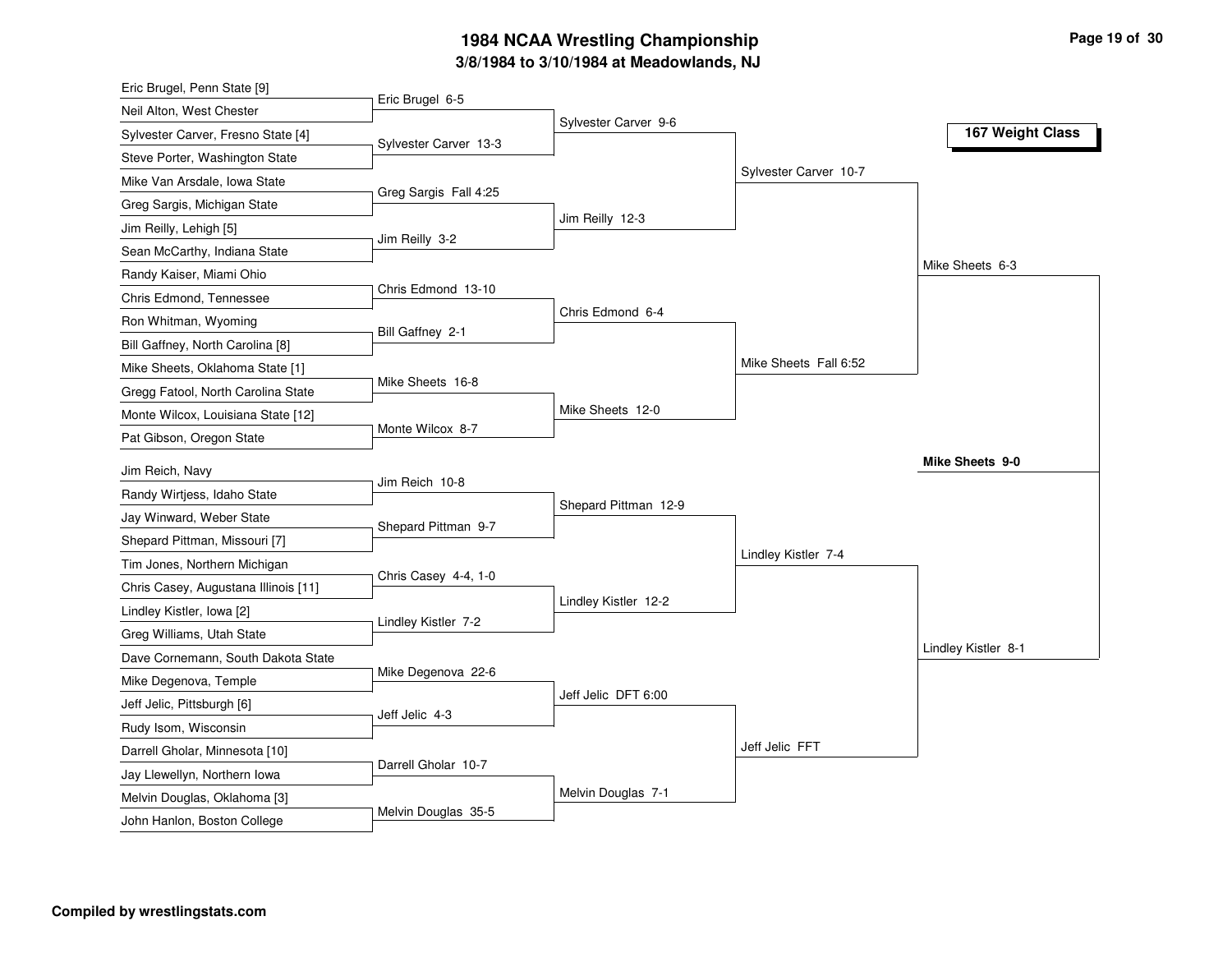# 1984 NCAA Wrestling Championship

## 3/8/1984 to 3/10/1984 at Meadowlands, NJ

### 167 Weight Class

#### First Round

| Wrestler 1 | Wrestler 2 | Result |
|---|---|---|
| Eric Brugel, Penn State [9] | Neil Alton, West Chester | Eric Brugel 6-5 |
| Sylvester Carver, Fresno State [4] | Steve Porter, Washington State | Sylvester Carver 13-3 |
| Mike Van Arsdale, Iowa State | Greg Sargis, Michigan State | Greg Sargis Fall 4:25 |
| Jim Reilly, Lehigh [5] | Sean McCarthy, Indiana State | Jim Reilly 3-2 |
| Randy Kaiser, Miami Ohio | Chris Edmond, Tennessee | Chris Edmond 13-10 |
| Ron Whitman, Wyoming | Bill Gaffney, North Carolina [8] | Bill Gaffney 2-1 |
| Mike Sheets, Oklahoma State [1] | Gregg Fatool, North Carolina State | Mike Sheets 16-8 |
| Monte Wilcox, Louisiana State [12] | Pat Gibson, Oregon State | Monte Wilcox 8-7 |
| Jim Reich, Navy | Randy Wirtjess, Idaho State | Jim Reich 10-8 |
| Jay Winward, Weber State | Shepard Pittman, Missouri [7] | Shepard Pittman 9-7 |
| Tim Jones, Northern Michigan | Chris Casey, Augustana Illinois [11] | Chris Casey 4-4, 1-0 |
| Lindley Kistler, Iowa [2] | Greg Williams, Utah State | Lindley Kistler 7-2 |
| Dave Cornemann, South Dakota State | Mike Degenova, Temple | Mike Degenova 22-6 |
| Jeff Jelic, Pittsburgh [6] | Rudy Isom, Wisconsin | Jeff Jelic 4-3 |
| Darrell Gholar, Minnesota [10] | Jay Llewellyn, Northern Iowa | Darrell Gholar 10-7 |
| Melvin Douglas, Oklahoma [3] | John Hanlon, Boston College | Melvin Douglas 35-5 |

#### Second Round

- Sylvester Carver 9-6
- Jim Reilly 12-3
- Chris Edmond 6-4
- Mike Sheets 12-0
- Shepard Pittman 12-9
- Lindley Kistler 12-2
- Jeff Jelic DFT 6:00
- Melvin Douglas 7-1

#### Quarterfinals

- Sylvester Carver 10-7
- Mike Sheets Fall 6:52
- Lindley Kistler 7-4
- Jeff Jelic FFT

#### Semifinals

- Mike Sheets 6-3
- Lindley Kistler 8-1

#### Final

**Mike Sheets 9-0**

Compiled by wrestlingstats.com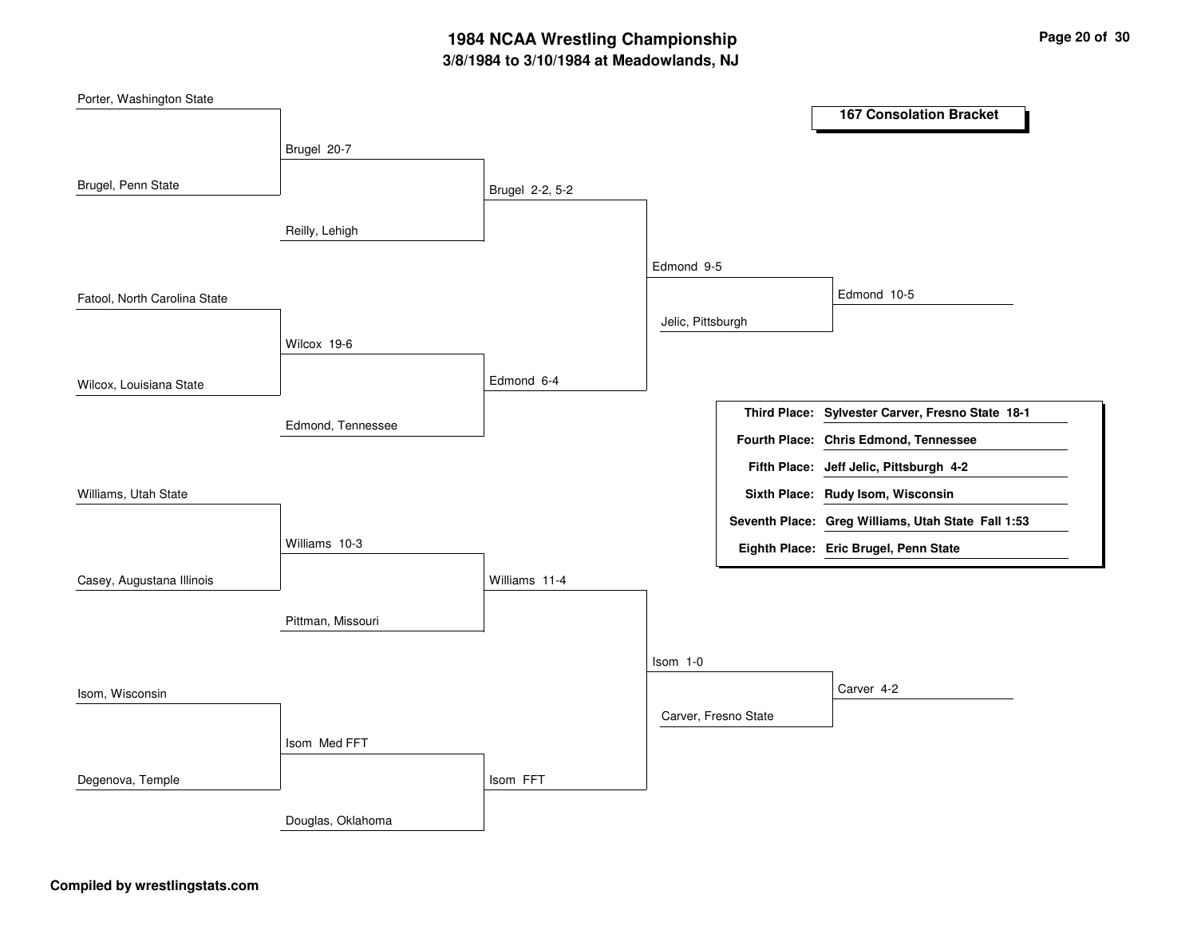# 1984 NCAA Wrestling Championship

## 3/8/1984 to 3/10/1984 at Meadowlands, NJ

### 167 Consolation Bracket

**First Round**

- Porter, Washington State vs. Brugel, Penn State — Brugel 20-7
- Fatool, North Carolina State vs. Wilcox, Louisiana State — Wilcox 19-6
- Williams, Utah State vs. Casey, Augustana Illinois — Williams 10-3
- Isom, Wisconsin vs. Degenova, Temple — Isom Med FFT

**Second Round**

- Brugel vs. Reilly, Lehigh — Brugel 2-2, 5-2
- Wilcox vs. Edmond, Tennessee — Edmond 6-4
- Williams vs. Pittman, Missouri — Williams 11-4
- Isom vs. Douglas, Oklahoma — Isom FFT

**Third Round**

- Brugel vs. Edmond — Edmond 9-5
- Williams vs. Isom — Isom 1-0

**Fourth Round**

- Edmond vs. Jelic, Pittsburgh — Edmond 10-5
- Isom vs. Carver, Fresno State — Carver 4-2

| | |
|---|---|
| **Third Place:** | **Sylvester Carver, Fresno State 18-1** |
| **Fourth Place:** | **Chris Edmond, Tennessee** |
| **Fifth Place:** | **Jeff Jelic, Pittsburgh 4-2** |
| **Sixth Place:** | **Rudy Isom, Wisconsin** |
| **Seventh Place:** | **Greg Williams, Utah State Fall 1:53** |
| **Eighth Place:** | **Eric Brugel, Penn State** |

**Compiled by wrestlingstats.com**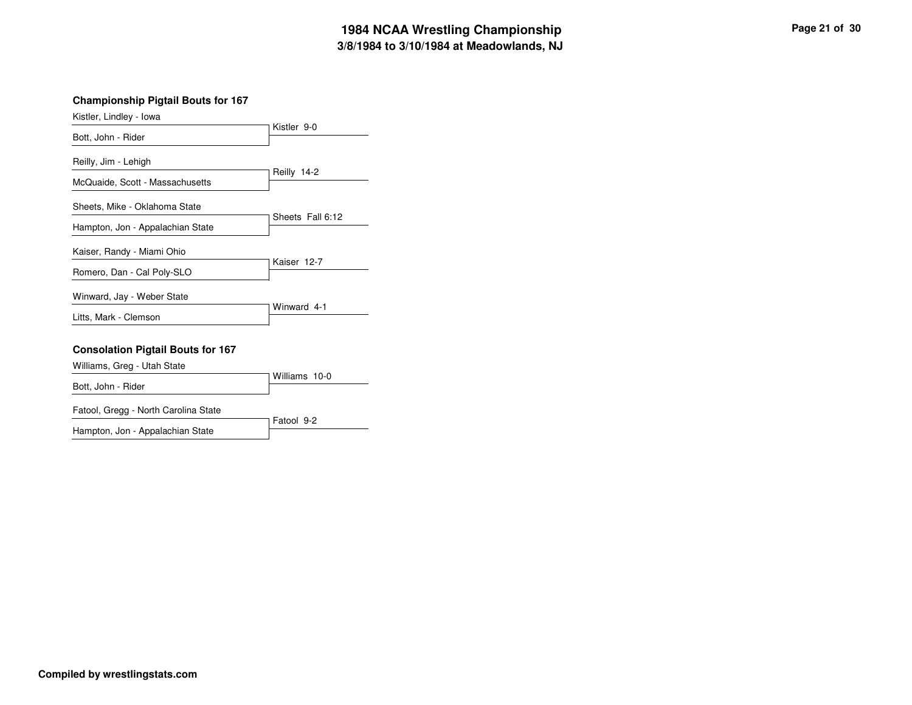# 1984 NCAA Wrestling Championship

## 3/8/1984 to 3/10/1984 at Meadowlands, NJ

### Championship Pigtail Bouts for 167

| Wrestler 1 | Wrestler 2 | Result |
|---|---|---|
| Kistler, Lindley - Iowa | Bott, John - Rider | Kistler 9-0 |
| Reilly, Jim - Lehigh | McQuaide, Scott - Massachusetts | Reilly 14-2 |
| Sheets, Mike - Oklahoma State | Hampton, Jon - Appalachian State | Sheets Fall 6:12 |
| Kaiser, Randy - Miami Ohio | Romero, Dan - Cal Poly-SLO | Kaiser 12-7 |
| Winward, Jay - Weber State | Litts, Mark - Clemson | Winward 4-1 |

### Consolation Pigtail Bouts for 167

| Wrestler 1 | Wrestler 2 | Result |
|---|---|---|
| Williams, Greg - Utah State | Bott, John - Rider | Williams 10-0 |
| Fatool, Gregg - North Carolina State | Hampton, Jon - Appalachian State | Fatool 9-2 |

**Compiled by wrestlingstats.com**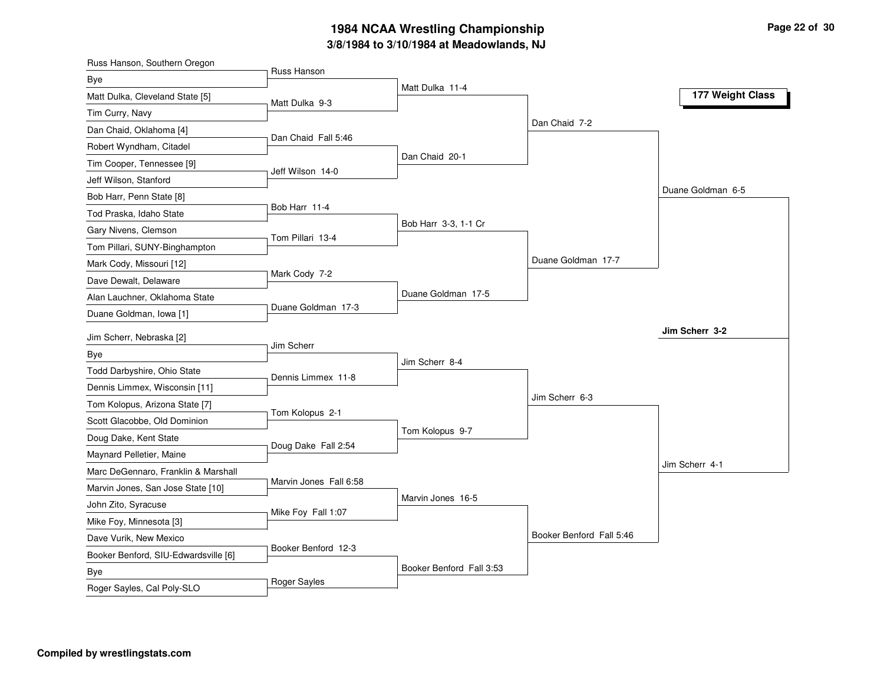# 1984 NCAA Wrestling Championship

## 3/8/1984 to 3/10/1984 at Meadowlands, NJ

### 177 Weight Class

| First Round | Second Round | Quarterfinals | Semifinals | Finals |
|---|---|---|---|---|
| Russ Hanson, Southern Oregon vs Bye | Russ Hanson | | | |
| Matt Dulka, Cleveland State [5] vs Tim Curry, Navy | Matt Dulka 9-3 | Matt Dulka 11-4 | | |
| Dan Chaid, Oklahoma [4] vs Robert Wyndham, Citadel | Dan Chaid Fall 5:46 | | Dan Chaid 7-2 | |
| Tim Cooper, Tennessee [9] vs Jeff Wilson, Stanford | Jeff Wilson 14-0 | Dan Chaid 20-1 | | |
| Bob Harr, Penn State [8] vs Tod Praska, Idaho State | Bob Harr 11-4 | | | Duane Goldman 6-5 |
| Gary Nivens, Clemson vs Tom Pillari, SUNY-Binghampton | Tom Pillari 13-4 | Bob Harr 3-3, 1-1 Cr | | |
| Mark Cody, Missouri [12] vs Dave Dewalt, Delaware | Mark Cody 7-2 | | Duane Goldman 17-7 | |
| Alan Lauchner, Oklahoma State vs Duane Goldman, Iowa [1] | Duane Goldman 17-3 | Duane Goldman 17-5 | | |
| Jim Scherr, Nebraska [2] vs Bye | Jim Scherr | | | |
| Todd Darbyshire, Ohio State vs Dennis Limmex, Wisconsin [11] | Dennis Limmex 11-8 | Jim Scherr 8-4 | | |
| Tom Kolopus, Arizona State [7] vs Scott Glacobbe, Old Dominion | Tom Kolopus 2-1 | | Jim Scherr 6-3 | |
| Doug Dake, Kent State vs Maynard Pelletier, Maine | Doug Dake Fall 2:54 | Tom Kolopus 9-7 | | |
| Marc DeGennaro, Franklin & Marshall vs Marvin Jones, San Jose State [10] | Marvin Jones Fall 6:58 | | | Jim Scherr 4-1 |
| John Zito, Syracuse vs Mike Foy, Minnesota [3] | Mike Foy Fall 1:07 | Marvin Jones 16-5 | | |
| Dave Vurik, New Mexico vs Booker Benford, SIU-Edwardsville [6] | Booker Benford 12-3 | | Booker Benford Fall 5:46 | |
| Bye vs Roger Sayles, Cal Poly-SLO | Roger Sayles | Booker Benford Fall 3:53 | | |

**Champion: Jim Scherr 3-2**

**Compiled by wrestlingstats.com**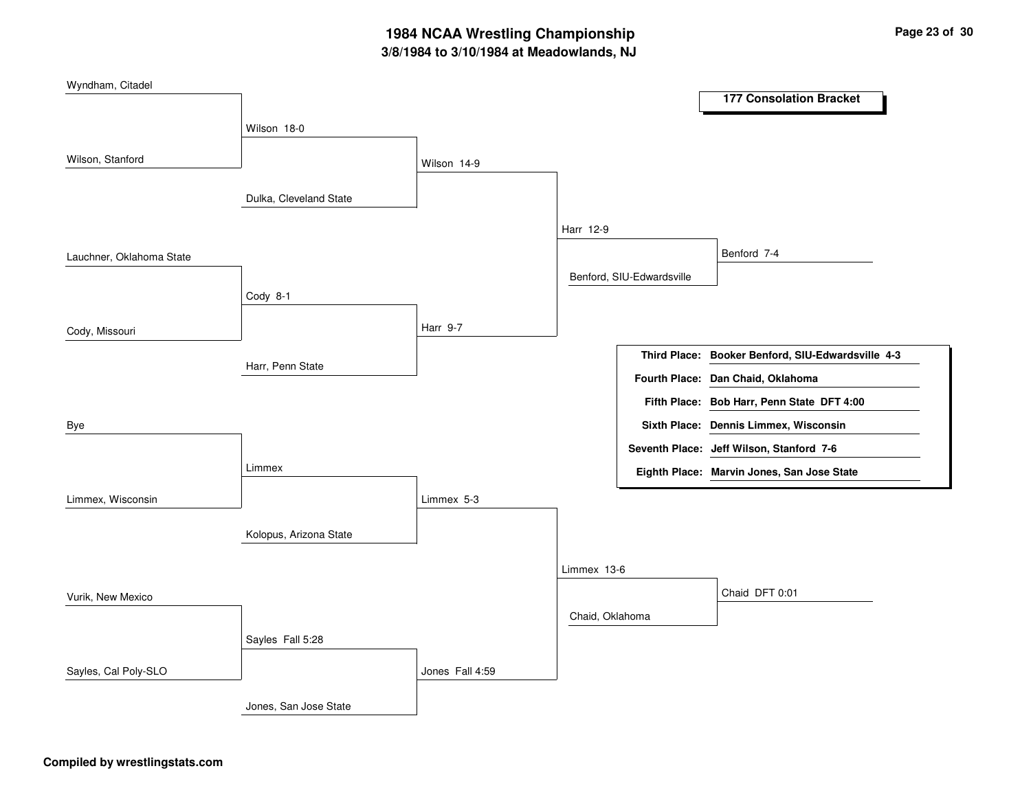# 1984 NCAA Wrestling Championship

## 3/8/1984 to 3/10/1984 at Meadowlands, NJ

### 177 Consolation Bracket

| Round 1 | Round 2 | Round 3 | Round 4 | Round 5 | Final |
|---|---|---|---|---|---|
| Wyndham, Citadel | | | | | |
| Wilson, Stanford | Wilson 18-0 | | | | |
| | Dulka, Cleveland State | Wilson 14-9 | | | |
| | | | Harr 12-9 | | |
| Lauchner, Oklahoma State | | | Benford, SIU-Edwardsville | Benford 7-4 | |
| Cody, Missouri | Cody 8-1 | | | | |
| | Harr, Penn State | Harr 9-7 | | | |
| Bye | | | | | |
| Limmex, Wisconsin | Limmex | | | | |
| | Kolopus, Arizona State | Limmex 5-3 | | | |
| | | | Limmex 13-6 | | |
| Vurik, New Mexico | | | Chaid, Oklahoma | Chaid DFT 0:01 | |
| Sayles, Cal Poly-SLO | Sayles Fall 5:28 | | | | |
| | Jones, San Jose State | Jones Fall 4:59 | | | |

| Place | Result |
|---|---|
| Third Place: | Booker Benford, SIU-Edwardsville 4-3 |
| Fourth Place: | Dan Chaid, Oklahoma |
| Fifth Place: | Bob Harr, Penn State DFT 4:00 |
| Sixth Place: | Dennis Limmex, Wisconsin |
| Seventh Place: | Jeff Wilson, Stanford 7-6 |
| Eighth Place: | Marvin Jones, San Jose State |

**Compiled by wrestlingstats.com**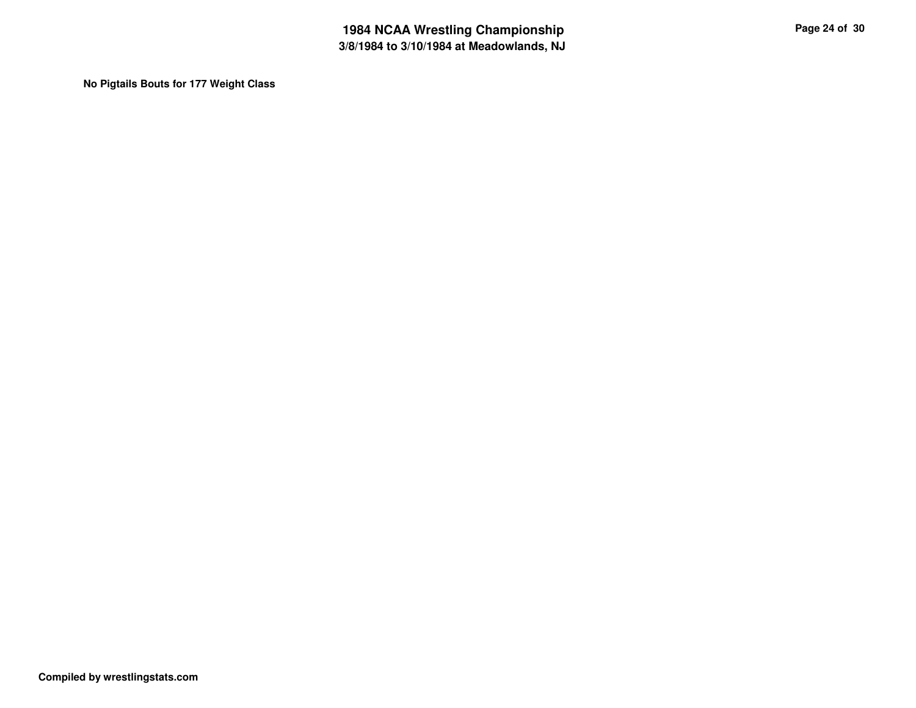**No Pigtails Bouts for 177 Weight Class**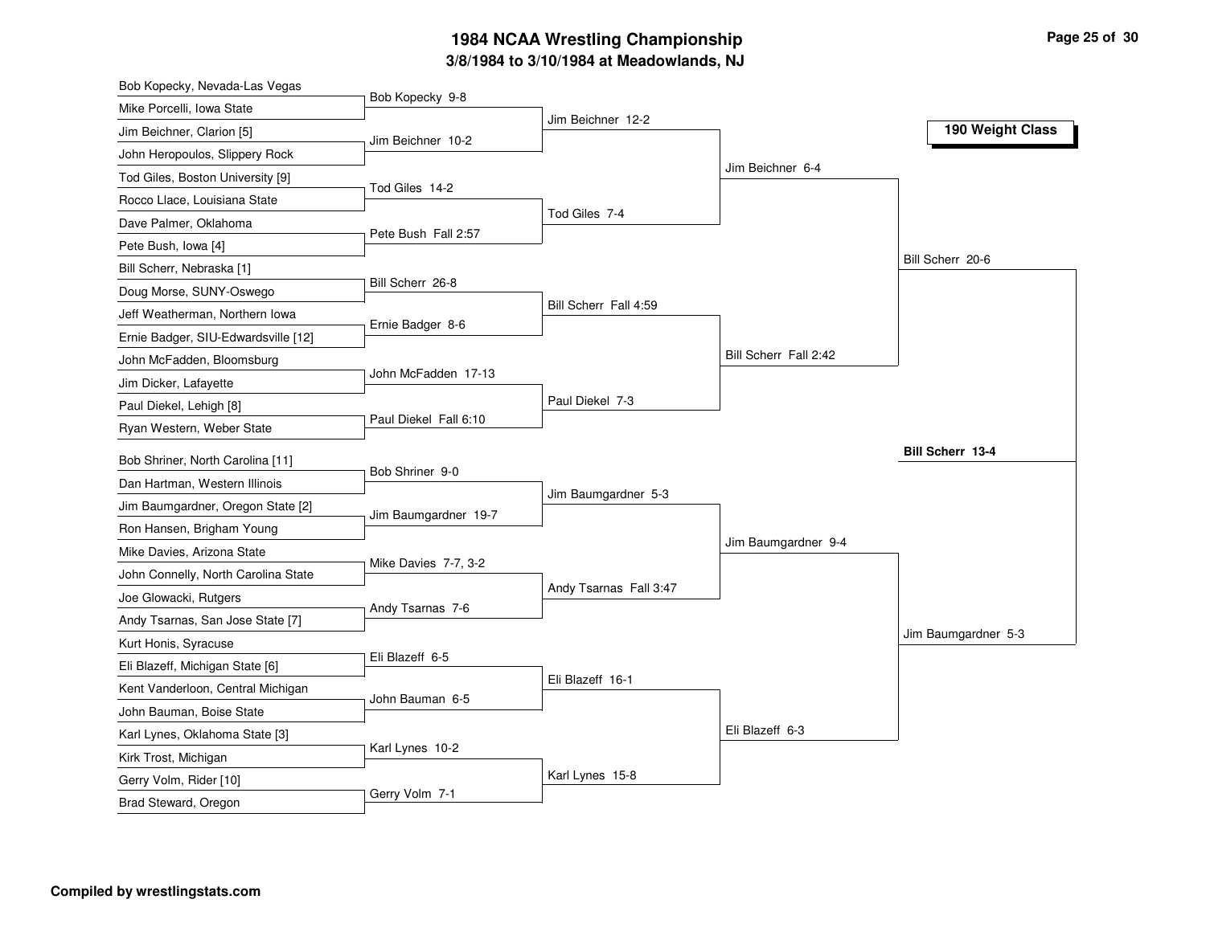# 1984 NCAA Wrestling Championship

## 3/8/1984 to 3/10/1984 at Meadowlands, NJ

### 190 Weight Class

**First Round**

- Bob Kopecky, Nevada-Las Vegas vs. Mike Porcelli, Iowa State — Bob Kopecky 9-8
- Jim Beichner, Clarion [5] vs. John Heropoulos, Slippery Rock — Jim Beichner 10-2
- Tod Giles, Boston University [9] vs. Rocco Llace, Louisiana State — Tod Giles 14-2
- Dave Palmer, Oklahoma vs. Pete Bush, Iowa [4] — Pete Bush Fall 2:57
- Bill Scherr, Nebraska [1] vs. Doug Morse, SUNY-Oswego — Bill Scherr 26-8
- Jeff Weatherman, Northern Iowa vs. Ernie Badger, SIU-Edwardsville [12] — Ernie Badger 8-6
- John McFadden, Bloomsburg vs. Jim Dicker, Lafayette — John McFadden 17-13
- Paul Diekel, Lehigh [8] vs. Ryan Western, Weber State — Paul Diekel Fall 6:10
- Bob Shriner, North Carolina [11] vs. Dan Hartman, Western Illinois — Bob Shriner 9-0
- Jim Baumgardner, Oregon State [2] vs. Ron Hansen, Brigham Young — Jim Baumgardner 19-7
- Mike Davies, Arizona State vs. John Connelly, North Carolina State — Mike Davies 7-7, 3-2
- Joe Glowacki, Rutgers vs. Andy Tsarnas, San Jose State [7] — Andy Tsarnas 7-6
- Kurt Honis, Syracuse vs. Eli Blazeff, Michigan State [6] — Eli Blazeff 6-5
- Kent Vanderloon, Central Michigan vs. John Bauman, Boise State — John Bauman 6-5
- Karl Lynes, Oklahoma State [3] vs. Kirk Trost, Michigan — Karl Lynes 10-2
- Gerry Volm, Rider [10] vs. Brad Steward, Oregon — Gerry Volm 7-1

**Second Round**

- Jim Beichner 12-2
- Tod Giles 7-4
- Bill Scherr Fall 4:59
- Paul Diekel 7-3
- Jim Baumgardner 5-3
- Andy Tsarnas Fall 3:47
- Eli Blazeff 16-1
- Karl Lynes 15-8

**Quarterfinals**

- Jim Beichner 6-4
- Bill Scherr Fall 2:42
- Jim Baumgardner 9-4
- Eli Blazeff 6-3

**Semifinals**

- Bill Scherr 20-6
- Jim Baumgardner 5-3

**Final**

- **Bill Scherr 13-4**

Compiled by wrestlingstats.com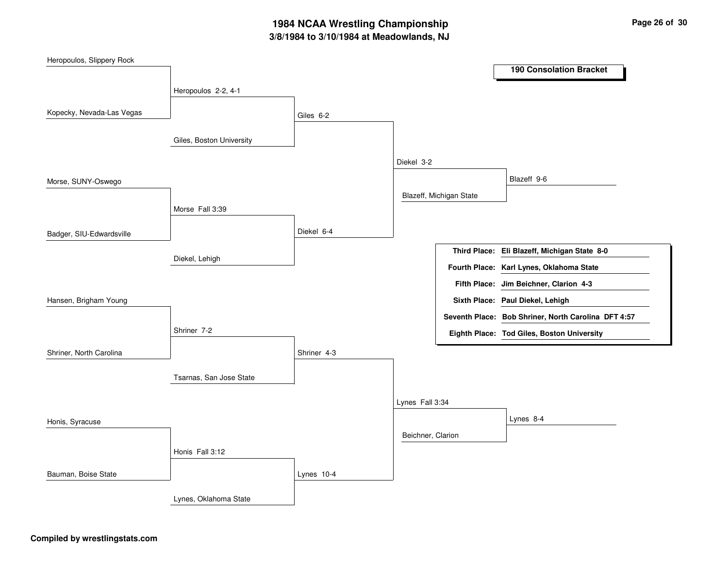# 1984 NCAA Wrestling Championship

## 3/8/1984 to 3/10/1984 at Meadowlands, NJ

### 190 Consolation Bracket

**First round**

- Heropoulos, Slippery Rock vs. Kopecky, Nevada-Las Vegas — Heropoulos 2-2, 4-1
- Morse, SUNY-Oswego vs. Badger, SIU-Edwardsville — Morse Fall 3:39
- Hansen, Brigham Young vs. Shriner, North Carolina — Shriner 7-2
- Honis, Syracuse vs. Bauman, Boise State — Honis Fall 3:12

**Second round**

- Heropoulos vs. Giles, Boston University — Giles 6-2
- Morse vs. Diekel, Lehigh — Diekel 6-4
- Shriner vs. Tsarnas, San Jose State — Shriner 4-3
- Honis vs. Lynes, Oklahoma State — Lynes 10-4

**Third round**

- Giles vs. Diekel — Diekel 3-2
- Shriner vs. Lynes — Lynes Fall 3:34

**Fourth round**

- Diekel vs. Blazeff, Michigan State — Blazeff 9-6
- Lynes vs. Beichner, Clarion — Lynes 8-4

| Place | Result |
| --- | --- |
| Third Place: | Eli Blazeff, Michigan State 8-0 |
| Fourth Place: | Karl Lynes, Oklahoma State |
| Fifth Place: | Jim Beichner, Clarion 4-3 |
| Sixth Place: | Paul Diekel, Lehigh |
| Seventh Place: | Bob Shriner, North Carolina DFT 4:57 |
| Eighth Place: | Tod Giles, Boston University |

**Compiled by wrestlingstats.com**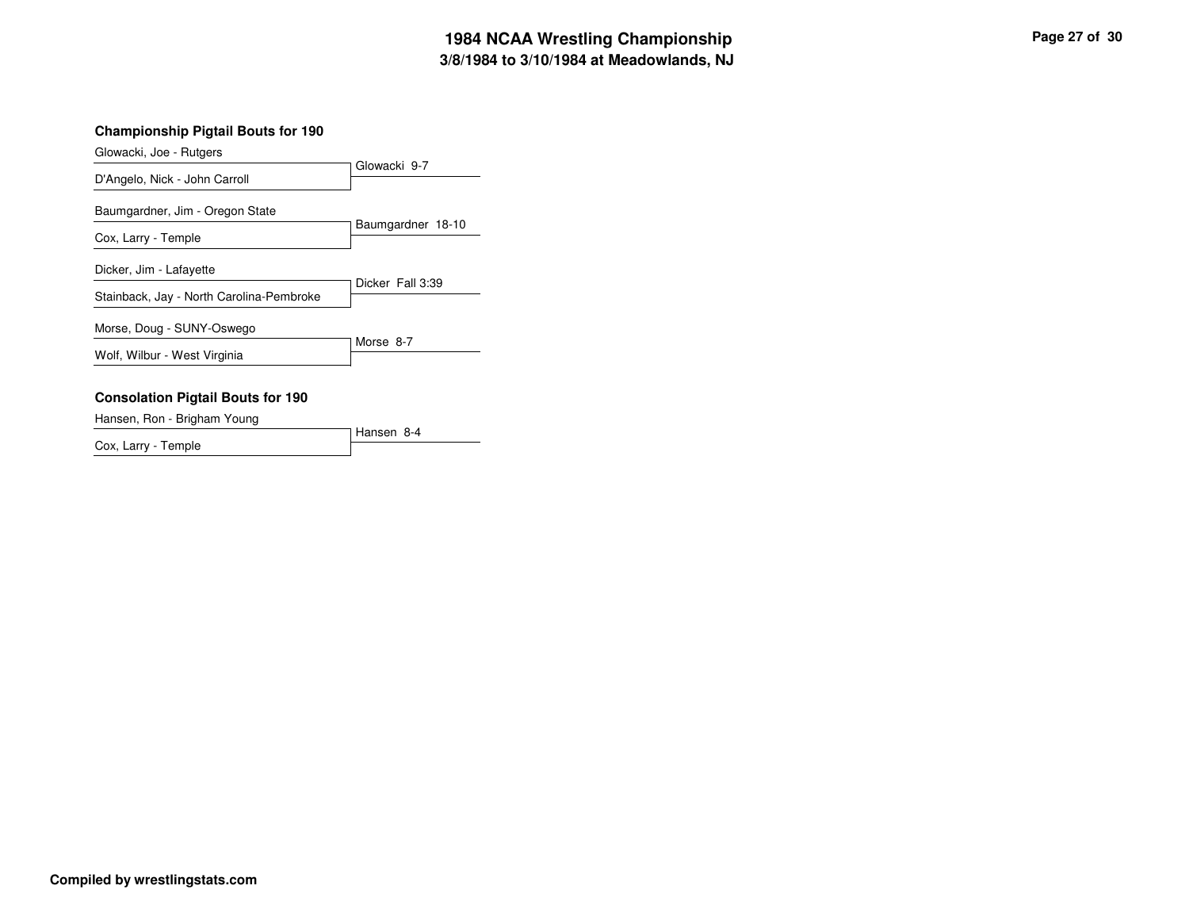# 1984 NCAA Wrestling Championship
## 3/8/1984 to 3/10/1984 at Meadowlands, NJ

### Championship Pigtail Bouts for 190

| Wrestler 1 | Wrestler 2 | Result |
|---|---|---|
| Glowacki, Joe - Rutgers | D'Angelo, Nick - John Carroll | Glowacki 9-7 |
| Baumgardner, Jim - Oregon State | Cox, Larry - Temple | Baumgardner 18-10 |
| Dicker, Jim - Lafayette | Stainback, Jay - North Carolina-Pembroke | Dicker Fall 3:39 |
| Morse, Doug - SUNY-Oswego | Wolf, Wilbur - West Virginia | Morse 8-7 |

### Consolation Pigtail Bouts for 190

| Wrestler 1 | Wrestler 2 | Result |
|---|---|---|
| Hansen, Ron - Brigham Young | Cox, Larry - Temple | Hansen 8-4 |

**Compiled by wrestlingstats.com**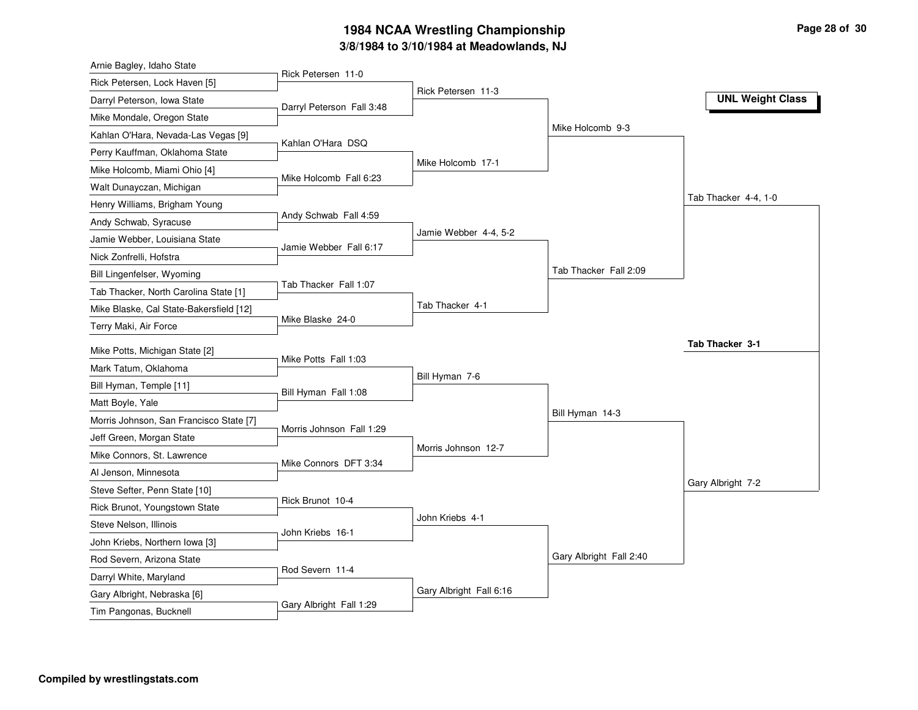# 1984 NCAA Wrestling Championship

## 3/8/1984 to 3/10/1984 at Meadowlands, NJ

**UNL Weight Class**

### First Round

| Wrestlers | Winner |
| --- | --- |
| Arnie Bagley, Idaho State vs. Rick Petersen, Lock Haven [5] | Rick Petersen 11-0 |
| Darryl Peterson, Iowa State vs. Mike Mondale, Oregon State | Darryl Peterson Fall 3:48 |
| Kahlan O'Hara, Nevada-Las Vegas [9] vs. Perry Kauffman, Oklahoma State | Kahlan O'Hara DSQ |
| Mike Holcomb, Miami Ohio [4] vs. Walt Dunayczan, Michigan | Mike Holcomb Fall 6:23 |
| Henry Williams, Brigham Young vs. Andy Schwab, Syracuse | Andy Schwab Fall 4:59 |
| Jamie Webber, Louisiana State vs. Nick Zonfrelli, Hofstra | Jamie Webber Fall 6:17 |
| Bill Lingenfelser, Wyoming vs. Tab Thacker, North Carolina State [1] | Tab Thacker Fall 1:07 |
| Mike Blaske, Cal State-Bakersfield [12] vs. Terry Maki, Air Force | Mike Blaske 24-0 |
| Mike Potts, Michigan State [2] vs. Mark Tatum, Oklahoma | Mike Potts Fall 1:03 |
| Bill Hyman, Temple [11] vs. Matt Boyle, Yale | Bill Hyman Fall 1:08 |
| Morris Johnson, San Francisco State [7] vs. Jeff Green, Morgan State | Morris Johnson Fall 1:29 |
| Mike Connors, St. Lawrence vs. Al Jenson, Minnesota | Mike Connors DFT 3:34 |
| Steve Sefter, Penn State [10] vs. Rick Brunot, Youngstown State | Rick Brunot 10-4 |
| Steve Nelson, Illinois vs. John Kriebs, Northern Iowa [3] | John Kriebs 16-1 |
| Rod Severn, Arizona State vs. Darryl White, Maryland | Rod Severn 11-4 |
| Gary Albright, Nebraska [6] vs. Tim Pangonas, Bucknell | Gary Albright Fall 1:29 |

### Second Round

- Rick Petersen 11-3
- Mike Holcomb 17-1
- Jamie Webber 4-4, 5-2
- Tab Thacker 4-1
- Bill Hyman 7-6
- Morris Johnson 12-7
- John Kriebs 4-1
- Gary Albright Fall 6:16

### Quarterfinals

- Mike Holcomb 9-3
- Tab Thacker Fall 2:09
- Bill Hyman 14-3
- Gary Albright Fall 2:40

### Semifinals

- Tab Thacker 4-4, 1-0
- Gary Albright 7-2

### Final

**Tab Thacker 3-1**

**Compiled by wrestlingstats.com**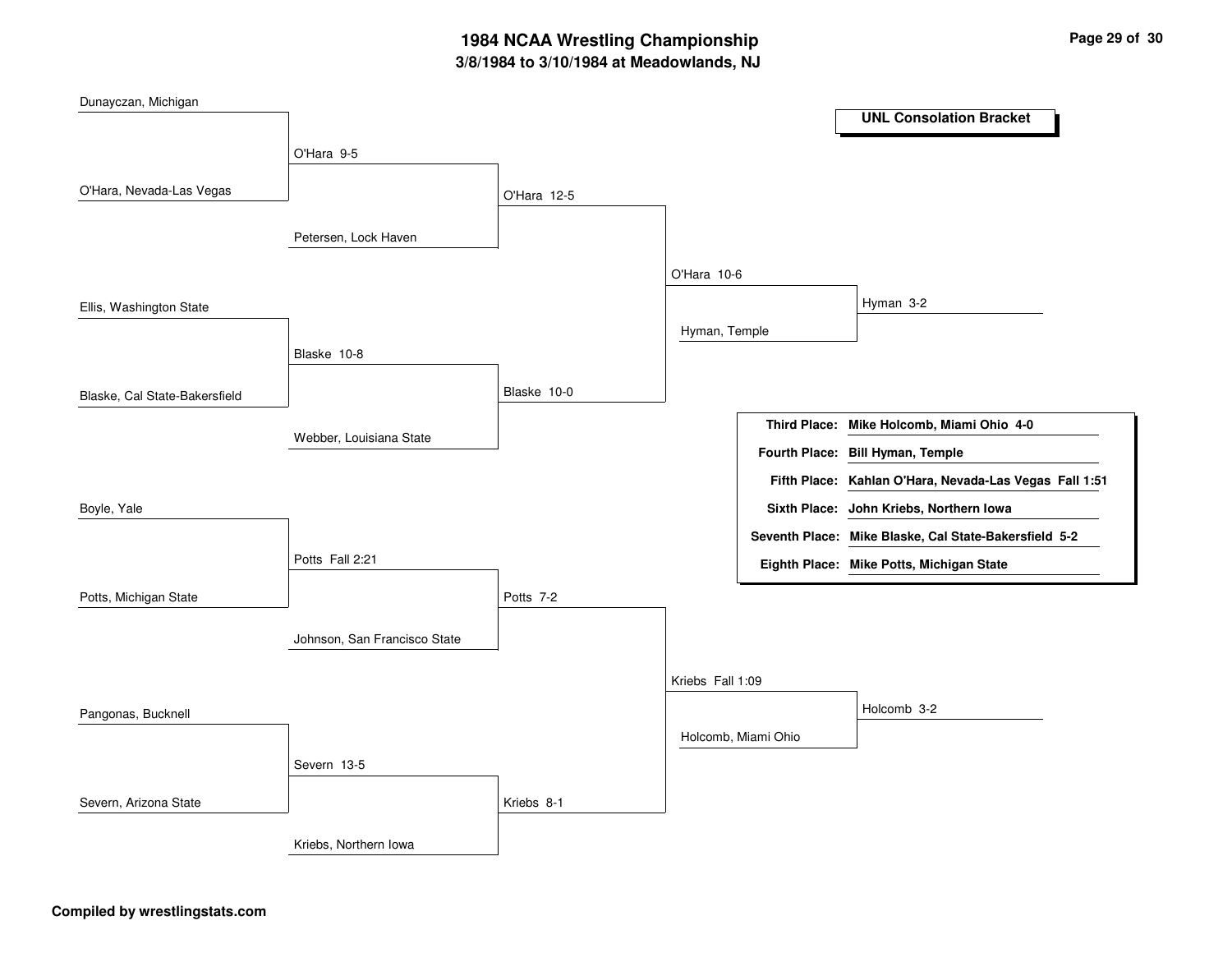# 1984 NCAA Wrestling Championship

## 3/8/1984 to 3/10/1984 at Meadowlands, NJ

### UNL Consolation Bracket

**Round 1**

- Dunayczan, Michigan vs. O'Hara, Nevada-Las Vegas — O'Hara 9-5
- Ellis, Washington State vs. Blaske, Cal State-Bakersfield — Blaske 10-8
- Boyle, Yale vs. Potts, Michigan State — Potts Fall 2:21
- Pangonas, Bucknell vs. Severn, Arizona State — Severn 13-5

**Round 2**

- O'Hara vs. Petersen, Lock Haven — O'Hara 12-5
- Blaske vs. Webber, Louisiana State — Blaske 10-0
- Potts vs. Johnson, San Francisco State — Potts 7-2
- Severn vs. Kriebs, Northern Iowa — Kriebs 8-1

**Round 3**

- O'Hara vs. Blaske — O'Hara 10-6
- Potts vs. Kriebs — Kriebs Fall 1:09

**Round 4**

- O'Hara vs. Hyman, Temple — Hyman 3-2
- Kriebs vs. Holcomb, Miami Ohio — Holcomb 3-2

| Place | Wrestler |
|---|---|
| **Third Place:** | **Mike Holcomb, Miami Ohio 4-0** |
| **Fourth Place:** | **Bill Hyman, Temple** |
| **Fifth Place:** | **Kahlan O'Hara, Nevada-Las Vegas Fall 1:51** |
| **Sixth Place:** | **John Kriebs, Northern Iowa** |
| **Seventh Place:** | **Mike Blaske, Cal State-Bakersfield 5-2** |
| **Eighth Place:** | **Mike Potts, Michigan State** |

**Compiled by wrestlingstats.com**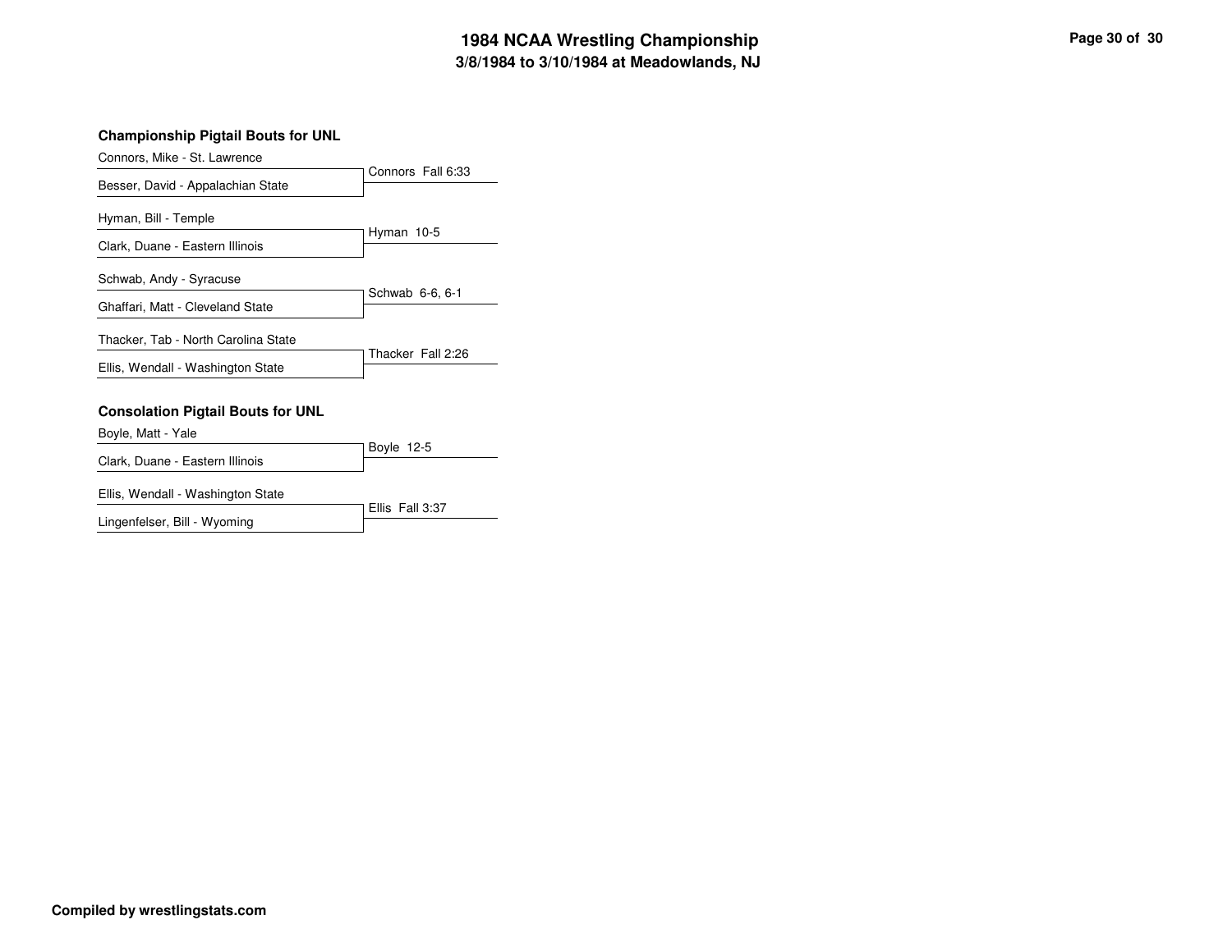## Championship Pigtail Bouts for UNL

Connors, Mike - St. Lawrence
Besser, David - Appalachian State
Connors Fall 6:33

Hyman, Bill - Temple
Clark, Duane - Eastern Illinois
Hyman 10-5

Schwab, Andy - Syracuse
Ghaffari, Matt - Cleveland State
Schwab 6-6, 6-1

Thacker, Tab - North Carolina State
Ellis, Wendall - Washington State
Thacker Fall 2:26

## Consolation Pigtail Bouts for UNL

Boyle, Matt - Yale
Clark, Duane - Eastern Illinois
Boyle 12-5

Ellis, Wendall - Washington State
Lingenfelser, Bill - Wyoming
Ellis Fall 3:37

**Compiled by wrestlingstats.com**